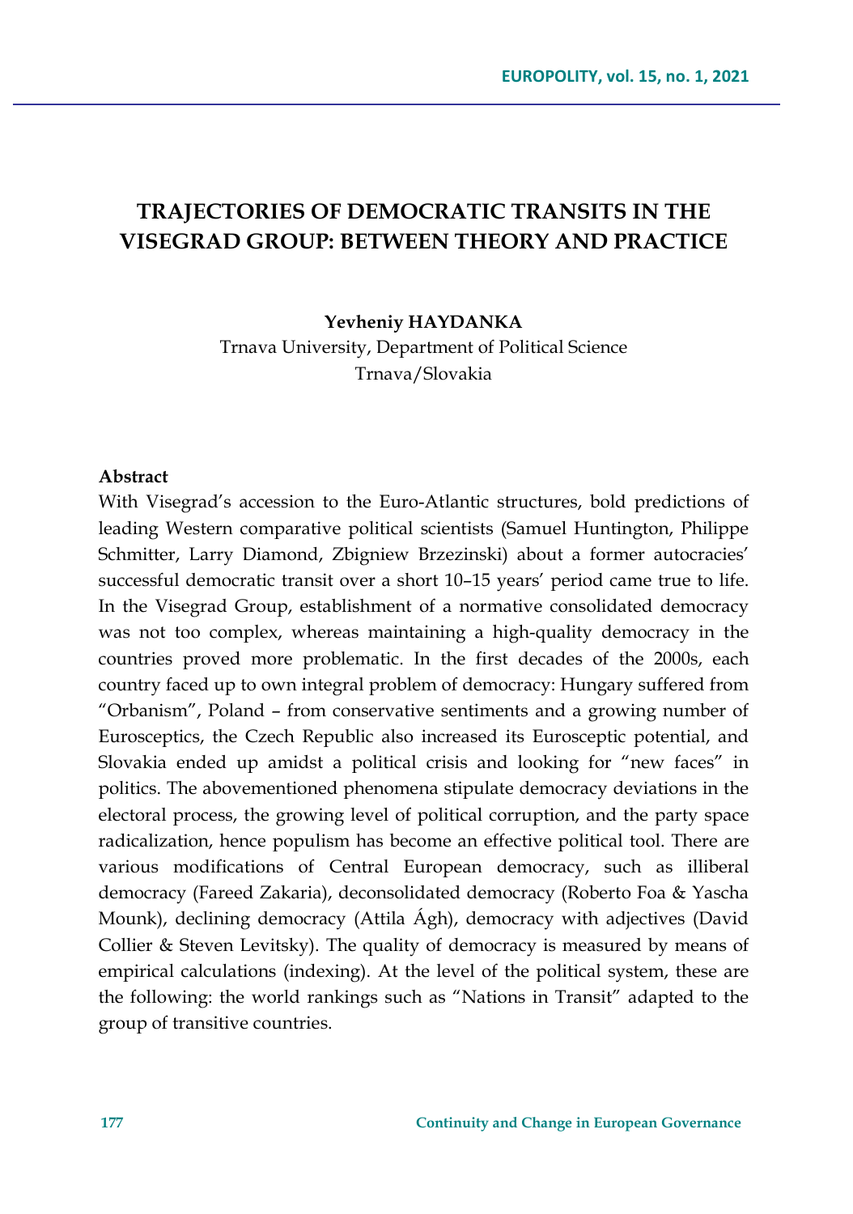# TRAJECTORIES OF DEMOCRATIC TRANSITS IN THE VISEGRAD GROUP: BETWEEN THEORY AND PRACTICE

**Yevheniy HAYDANKA**

Trnava University, Department of Political Science

Trnava/Slovakia

**Abstract**

With Visegrad's accession to the Euro-Atlantic structures, bold predictions of leading Western comparative political scientists (Samuel Huntington, Philippe Schmitter, Larry Diamond, Zbigniew Brzezinski) about a former autocracies' successful democratic transit over a short 10–15 years' period came true to life. In the Visegrad Group, establishment of a normative consolidated democracy was not too complex, whereas maintaining a high-quality democracy in the countries proved more problematic. In the first decades of the 2000s, each country faced up to own integral problem of democracy: Hungary suffered from "Orbanism", Poland – from conservative sentiments and a growing number of Eurosceptics, the Czech Republic also increased its Eurosceptic potential, and Slovakia ended up amidst a political crisis and looking for "new faces" in politics. The abovementioned phenomena stipulate democracy deviations in the electoral process, the growing level of political corruption, and the party space radicalization, hence populism has become an effective political tool. There are various modifications of Central European democracy, such as illiberal democracy (Fareed Zakaria), deconsolidated democracy (Roberto Foa & Yascha Mounk), declining democracy (Attila Ágh), democracy with adjectives (David Collier & Steven Levitsky). The quality of democracy is measured by means of empirical calculations (indexing). At the level of the political system, these are the following: the world rankings such as "Nations in Transit" adapted to the group of transitive countries.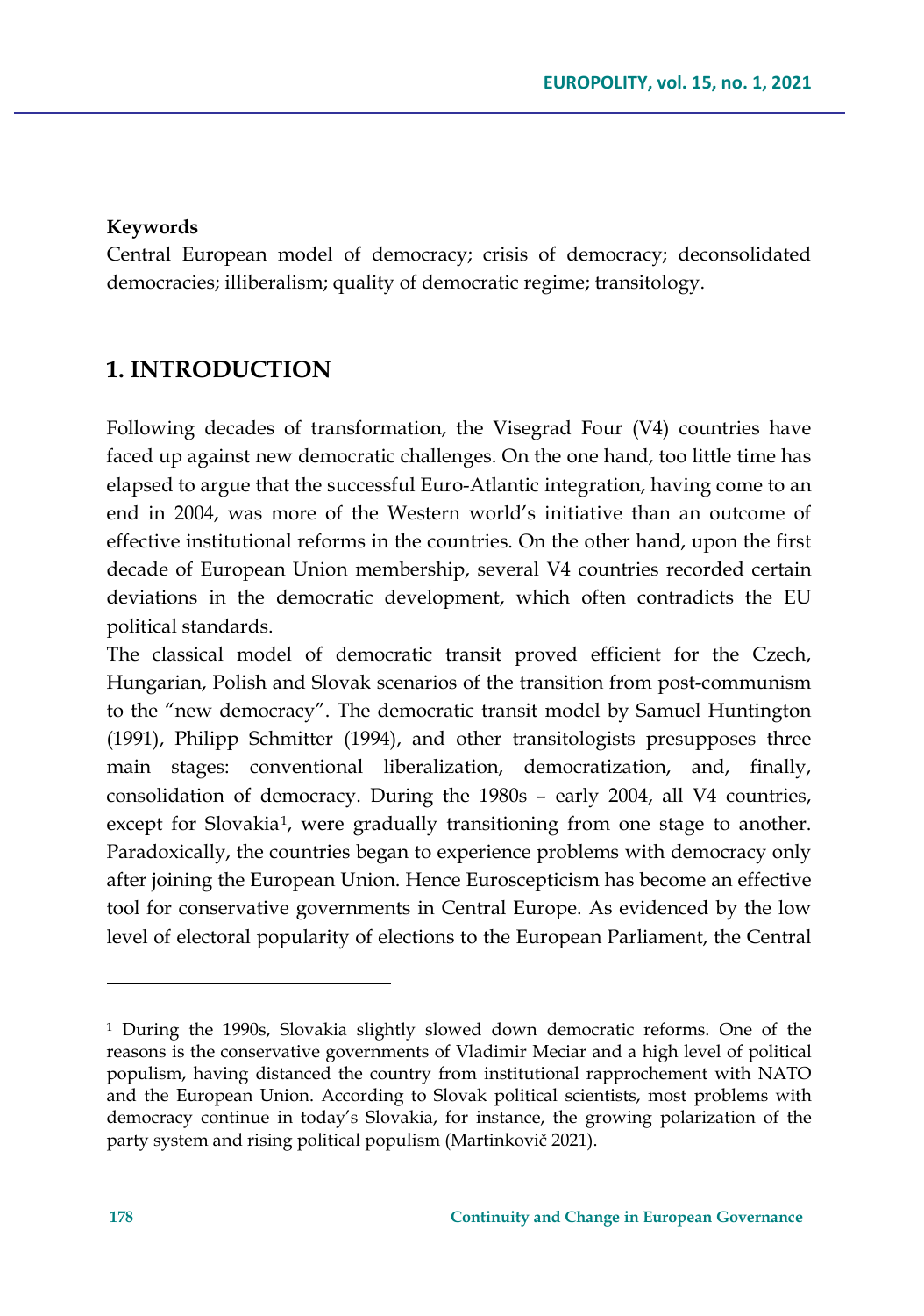**Keywords**

Central European model of democracy; crisis of democracy; deconsolidated democracies; illiberalism; quality of democratic regime; transitology.

## 1. INTRODUCTION

Following decades of transformation, the Visegrad Four (V4) countries have faced up against new democratic challenges. On the one hand, too little time has elapsed to argue that the successful Euro-Atlantic integration, having come to an end in 2004, was more of the Western world's initiative than an outcome of effective institutional reforms in the countries. On the other hand, upon the first decade of European Union membership, several V4 countries recorded certain deviations in the democratic development, which often contradicts the EU political standards.

The classical model of democratic transit proved efficient for the Czech, Hungarian, Polish and Slovak scenarios of the transition from post-communism to the "new democracy". The democratic transit model by Samuel Huntington (1991), Philipp Schmitter (1994), and other transitologists presupposes three main stages: conventional liberalization, democratization, and, finally, consolidation of democracy. During the 1980s – early 2004, all V4 countries, except for Slovakia[1], were gradually transitioning from one stage to another. Paradoxically, the countries began to experience problems with democracy only after joining the European Union. Hence Euroscepticism has become an effective tool for conservative governments in Central Europe. As evidenced by the low level of electoral popularity of elections to the European Parliament, the Central

---

[1] During the 1990s, Slovakia slightly slowed down democratic reforms. One of the reasons is the conservative governments of Vladimir Meciar and a high level of political populism, having distanced the country from institutional rapprochement with NATO and the European Union. According to Slovak political scientists, most problems with democracy continue in today's Slovakia, for instance, the growing polarization of the party system and rising political populism (Martinkovič 2021).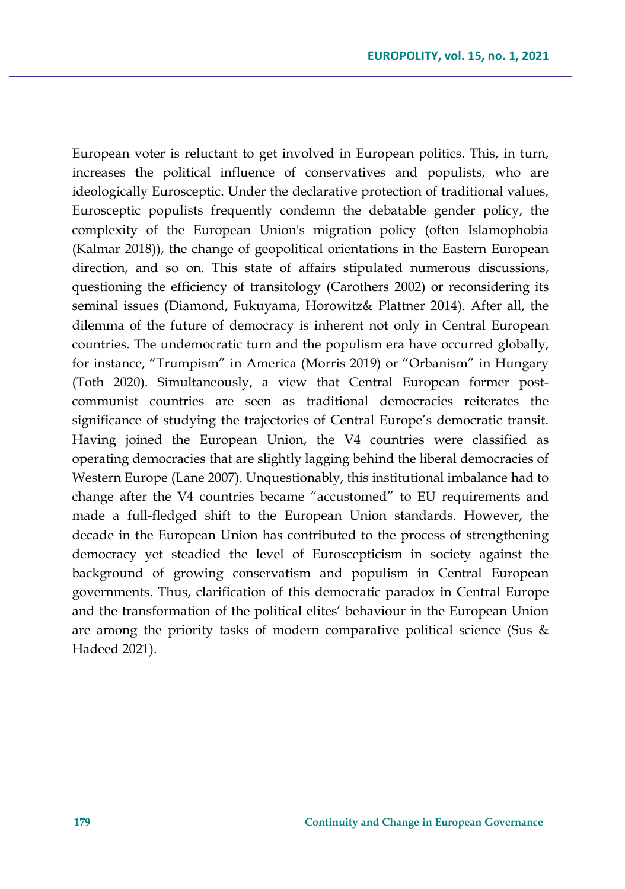European voter is reluctant to get involved in European politics. This, in turn, increases the political influence of conservatives and populists, who are ideologically Eurosceptic. Under the declarative protection of traditional values, Eurosceptic populists frequently condemn the debatable gender policy, the complexity of the European Union's migration policy (often Islamophobia (Kalmar 2018)), the change of geopolitical orientations in the Eastern European direction, and so on. This state of affairs stipulated numerous discussions, questioning the efficiency of transitology (Carothers 2002) or reconsidering its seminal issues (Diamond, Fukuyama, Horowitz& Plattner 2014). After all, the dilemma of the future of democracy is inherent not only in Central European countries. The undemocratic turn and the populism era have occurred globally, for instance, "Trumpism" in America (Morris 2019) or "Orbanism" in Hungary (Toth 2020). Simultaneously, a view that Central European former post-communist countries are seen as traditional democracies reiterates the significance of studying the trajectories of Central Europe's democratic transit. Having joined the European Union, the V4 countries were classified as operating democracies that are slightly lagging behind the liberal democracies of Western Europe (Lane 2007). Unquestionably, this institutional imbalance had to change after the V4 countries became "accustomed" to EU requirements and made a full-fledged shift to the European Union standards. However, the decade in the European Union has contributed to the process of strengthening democracy yet steadied the level of Euroscepticism in society against the background of growing conservatism and populism in Central European governments. Thus, clarification of this democratic paradox in Central Europe and the transformation of the political elites' behaviour in the European Union are among the priority tasks of modern comparative political science (Sus & Hadeed 2021).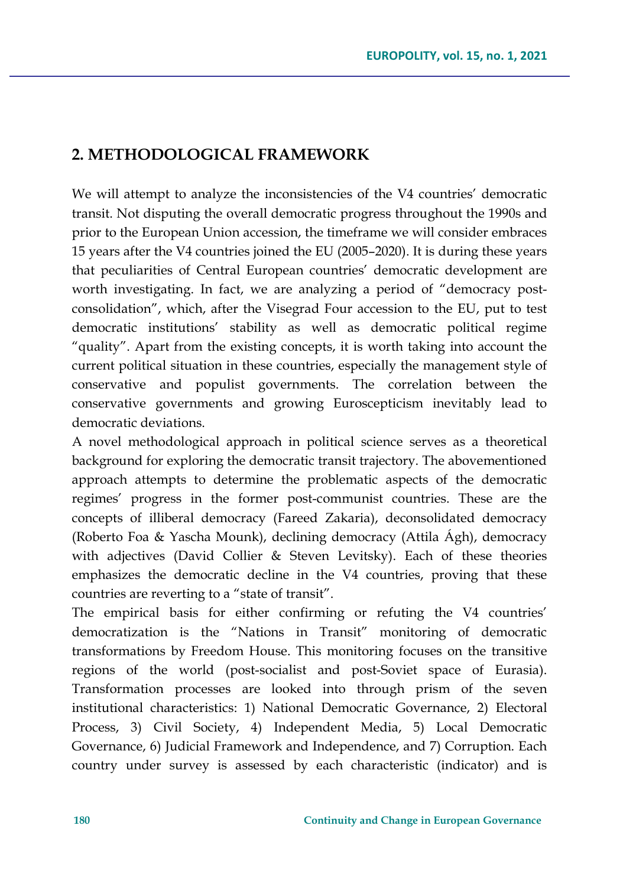## 2. METHODOLOGICAL FRAMEWORK

We will attempt to analyze the inconsistencies of the V4 countries' democratic transit. Not disputing the overall democratic progress throughout the 1990s and prior to the European Union accession, the timeframe we will consider embraces 15 years after the V4 countries joined the EU (2005–2020). It is during these years that peculiarities of Central European countries' democratic development are worth investigating. In fact, we are analyzing a period of "democracy post-consolidation", which, after the Visegrad Four accession to the EU, put to test democratic institutions' stability as well as democratic political regime "quality". Apart from the existing concepts, it is worth taking into account the current political situation in these countries, especially the management style of conservative and populist governments. The correlation between the conservative governments and growing Euroscepticism inevitably lead to democratic deviations.

A novel methodological approach in political science serves as a theoretical background for exploring the democratic transit trajectory. The abovementioned approach attempts to determine the problematic aspects of the democratic regimes' progress in the former post-communist countries. These are the concepts of illiberal democracy (Fareed Zakaria), deconsolidated democracy (Roberto Foa & Yascha Mounk), declining democracy (Attila Ágh), democracy with adjectives (David Collier & Steven Levitsky). Each of these theories emphasizes the democratic decline in the V4 countries, proving that these countries are reverting to a "state of transit".

The empirical basis for either confirming or refuting the V4 countries' democratization is the "Nations in Transit" monitoring of democratic transformations by Freedom House. This monitoring focuses on the transitive regions of the world (post-socialist and post-Soviet space of Eurasia). Transformation processes are looked into through prism of the seven institutional characteristics: 1) National Democratic Governance, 2) Electoral Process, 3) Civil Society, 4) Independent Media, 5) Local Democratic Governance, 6) Judicial Framework and Independence, and 7) Corruption. Each country under survey is assessed by each characteristic (indicator) and is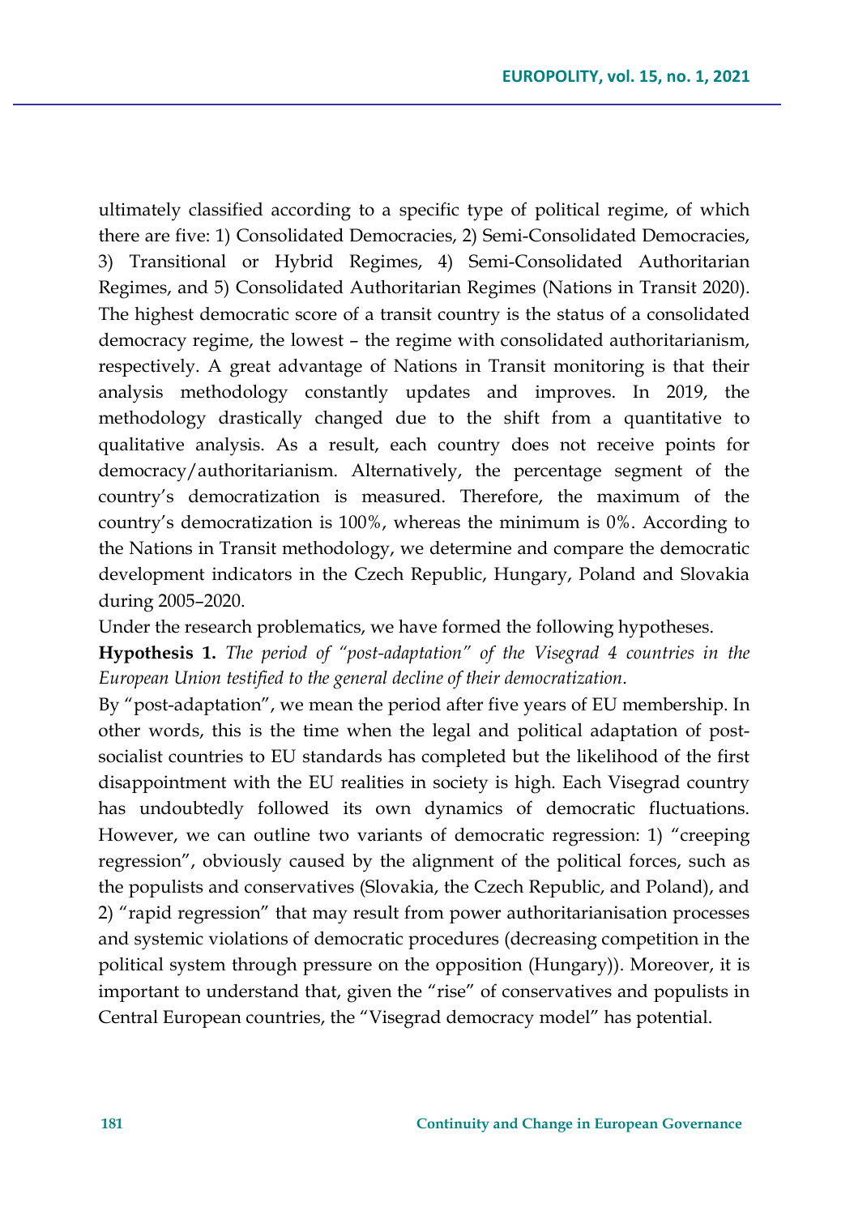ultimately classified according to a specific type of political regime, of which there are five: 1) Consolidated Democracies, 2) Semi-Consolidated Democracies, 3) Transitional or Hybrid Regimes, 4) Semi-Consolidated Authoritarian Regimes, and 5) Consolidated Authoritarian Regimes (Nations in Transit 2020). The highest democratic score of a transit country is the status of a consolidated democracy regime, the lowest – the regime with consolidated authoritarianism, respectively. A great advantage of Nations in Transit monitoring is that their analysis methodology constantly updates and improves. In 2019, the methodology drastically changed due to the shift from a quantitative to qualitative analysis. As a result, each country does not receive points for democracy/authoritarianism. Alternatively, the percentage segment of the country's democratization is measured. Therefore, the maximum of the country's democratization is 100%, whereas the minimum is 0%. According to the Nations in Transit methodology, we determine and compare the democratic development indicators in the Czech Republic, Hungary, Poland and Slovakia during 2005–2020.

Under the research problematics, we have formed the following hypotheses.

**Hypothesis 1.** *The period of "post-adaptation" of the Visegrad 4 countries in the European Union testified to the general decline of their democratization*.

By "post-adaptation", we mean the period after five years of EU membership. In other words, this is the time when the legal and political adaptation of post-socialist countries to EU standards has completed but the likelihood of the first disappointment with the EU realities in society is high. Each Visegrad country has undoubtedly followed its own dynamics of democratic fluctuations. However, we can outline two variants of democratic regression: 1) "creeping regression", obviously caused by the alignment of the political forces, such as the populists and conservatives (Slovakia, the Czech Republic, and Poland), and 2) "rapid regression" that may result from power authoritarianisation processes and systemic violations of democratic procedures (decreasing competition in the political system through pressure on the opposition (Hungary)). Moreover, it is important to understand that, given the "rise" of conservatives and populists in Central European countries, the "Visegrad democracy model" has potential.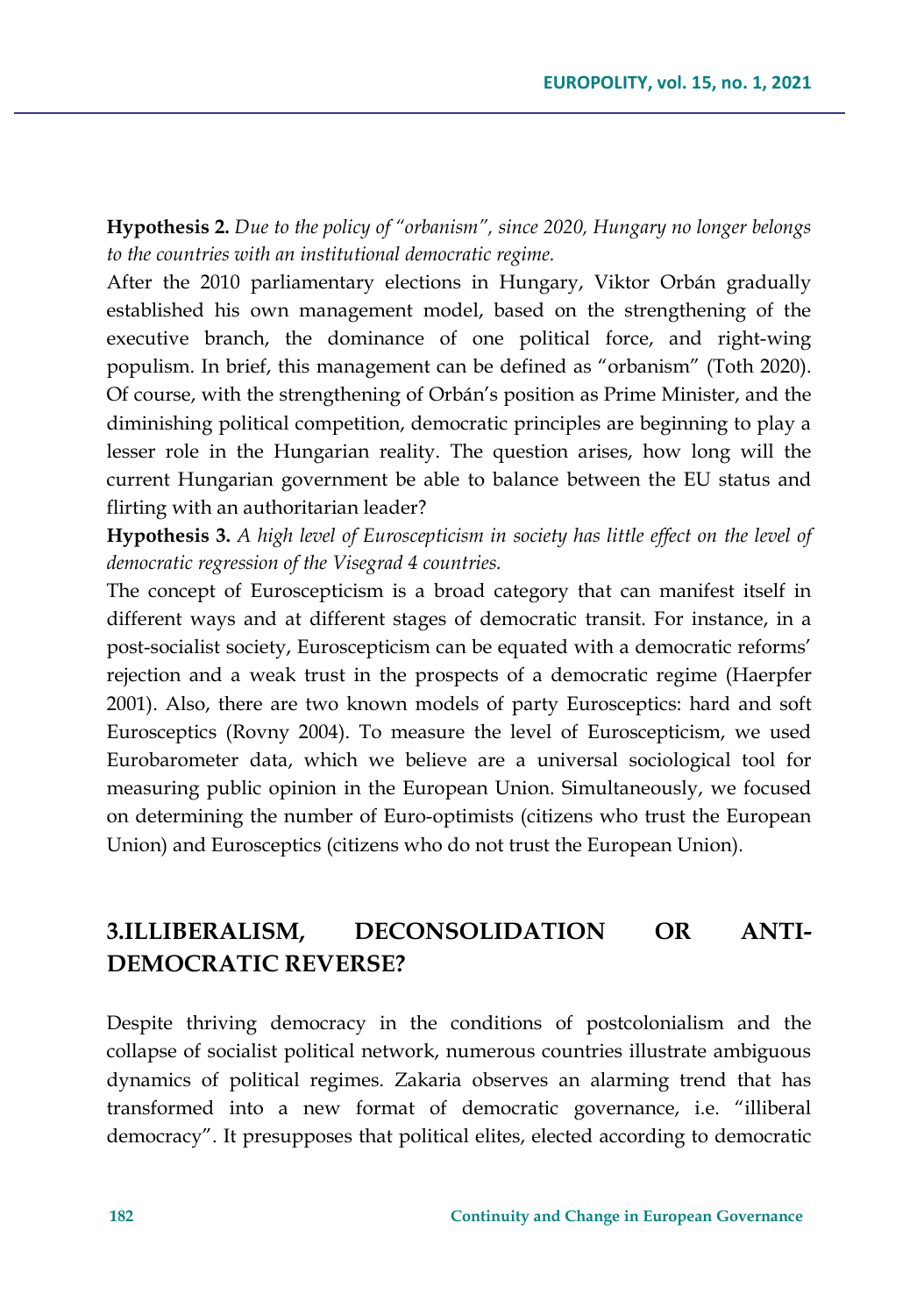**Hypothesis 2.** *Due to the policy of "orbanism", since 2020, Hungary no longer belongs to the countries with an institutional democratic regime.*

After the 2010 parliamentary elections in Hungary, Viktor Orbán gradually established his own management model, based on the strengthening of the executive branch, the dominance of one political force, and right-wing populism. In brief, this management can be defined as "orbanism" (Toth 2020). Of course, with the strengthening of Orbán's position as Prime Minister, and the diminishing political competition, democratic principles are beginning to play a lesser role in the Hungarian reality. The question arises, how long will the current Hungarian government be able to balance between the EU status and flirting with an authoritarian leader?

**Hypothesis 3.** *A high level of Euroscepticism in society has little effect on the level of democratic regression of the Visegrad 4 countries.*

The concept of Euroscepticism is a broad category that can manifest itself in different ways and at different stages of democratic transit. For instance, in a post-socialist society, Euroscepticism can be equated with a democratic reforms' rejection and a weak trust in the prospects of a democratic regime (Haerpfer 2001). Also, there are two known models of party Eurosceptics: hard and soft Eurosceptics (Rovny 2004). To measure the level of Euroscepticism, we used Eurobarometer data, which we believe are a universal sociological tool for measuring public opinion in the European Union. Simultaneously, we focused on determining the number of Euro-optimists (citizens who trust the European Union) and Eurosceptics (citizens who do not trust the European Union).

## 3.ILLIBERALISM, DECONSOLIDATION OR ANTI-DEMOCRATIC REVERSE?

Despite thriving democracy in the conditions of postcolonialism and the collapse of socialist political network, numerous countries illustrate ambiguous dynamics of political regimes. Zakaria observes an alarming trend that has transformed into a new format of democratic governance, i.e. "illiberal democracy". It presupposes that political elites, elected according to democratic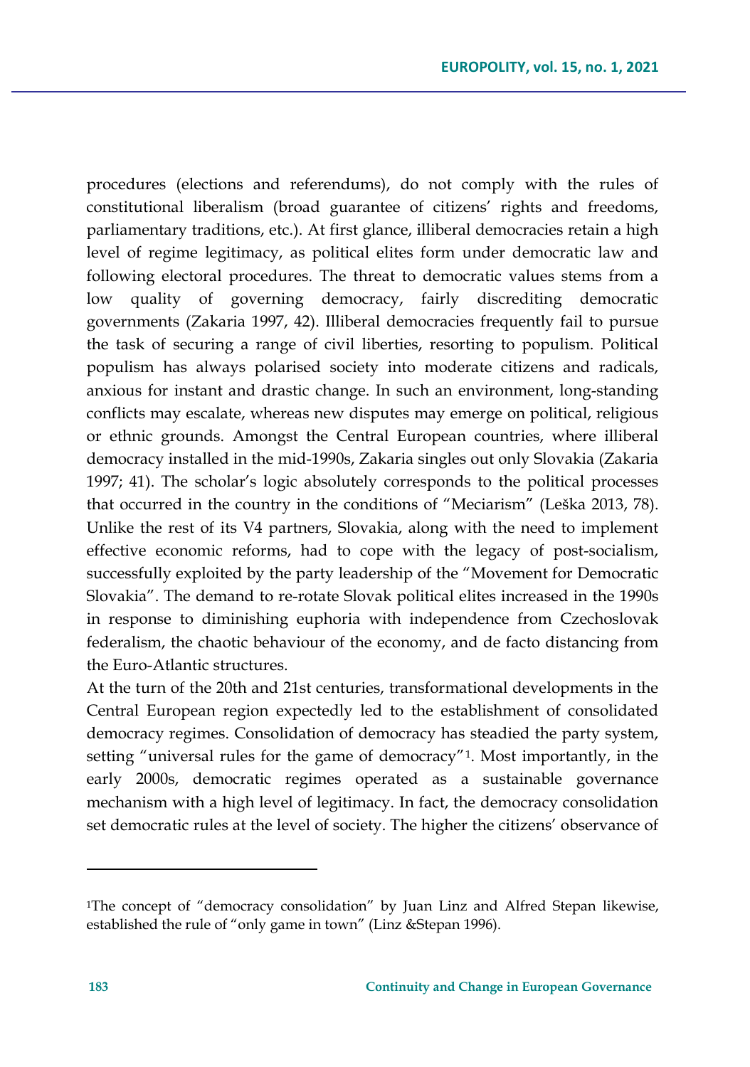procedures (elections and referendums), do not comply with the rules of constitutional liberalism (broad guarantee of citizens' rights and freedoms, parliamentary traditions, etc.). At first glance, illiberal democracies retain a high level of regime legitimacy, as political elites form under democratic law and following electoral procedures. The threat to democratic values stems from a low quality of governing democracy, fairly discrediting democratic governments (Zakaria 1997, 42). Illiberal democracies frequently fail to pursue the task of securing a range of civil liberties, resorting to populism. Political populism has always polarised society into moderate citizens and radicals, anxious for instant and drastic change. In such an environment, long-standing conflicts may escalate, whereas new disputes may emerge on political, religious or ethnic grounds. Amongst the Central European countries, where illiberal democracy installed in the mid-1990s, Zakaria singles out only Slovakia (Zakaria 1997; 41). The scholar's logic absolutely corresponds to the political processes that occurred in the country in the conditions of "Meciarism" (Leška 2013, 78). Unlike the rest of its V4 partners, Slovakia, along with the need to implement effective economic reforms, had to cope with the legacy of post-socialism, successfully exploited by the party leadership of the "Movement for Democratic Slovakia". The demand to re-rotate Slovak political elites increased in the 1990s in response to diminishing euphoria with independence from Czechoslovak federalism, the chaotic behaviour of the economy, and de facto distancing from the Euro-Atlantic structures.

At the turn of the 20th and 21st centuries, transformational developments in the Central European region expectedly led to the establishment of consolidated democracy regimes. Consolidation of democracy has steadied the party system, setting "universal rules for the game of democracy"[1]. Most importantly, in the early 2000s, democratic regimes operated as a sustainable governance mechanism with a high level of legitimacy. In fact, the democracy consolidation set democratic rules at the level of society. The higher the citizens' observance of

---

[1]The concept of "democracy consolidation" by Juan Linz and Alfred Stepan likewise, established the rule of "only game in town" (Linz &Stepan 1996).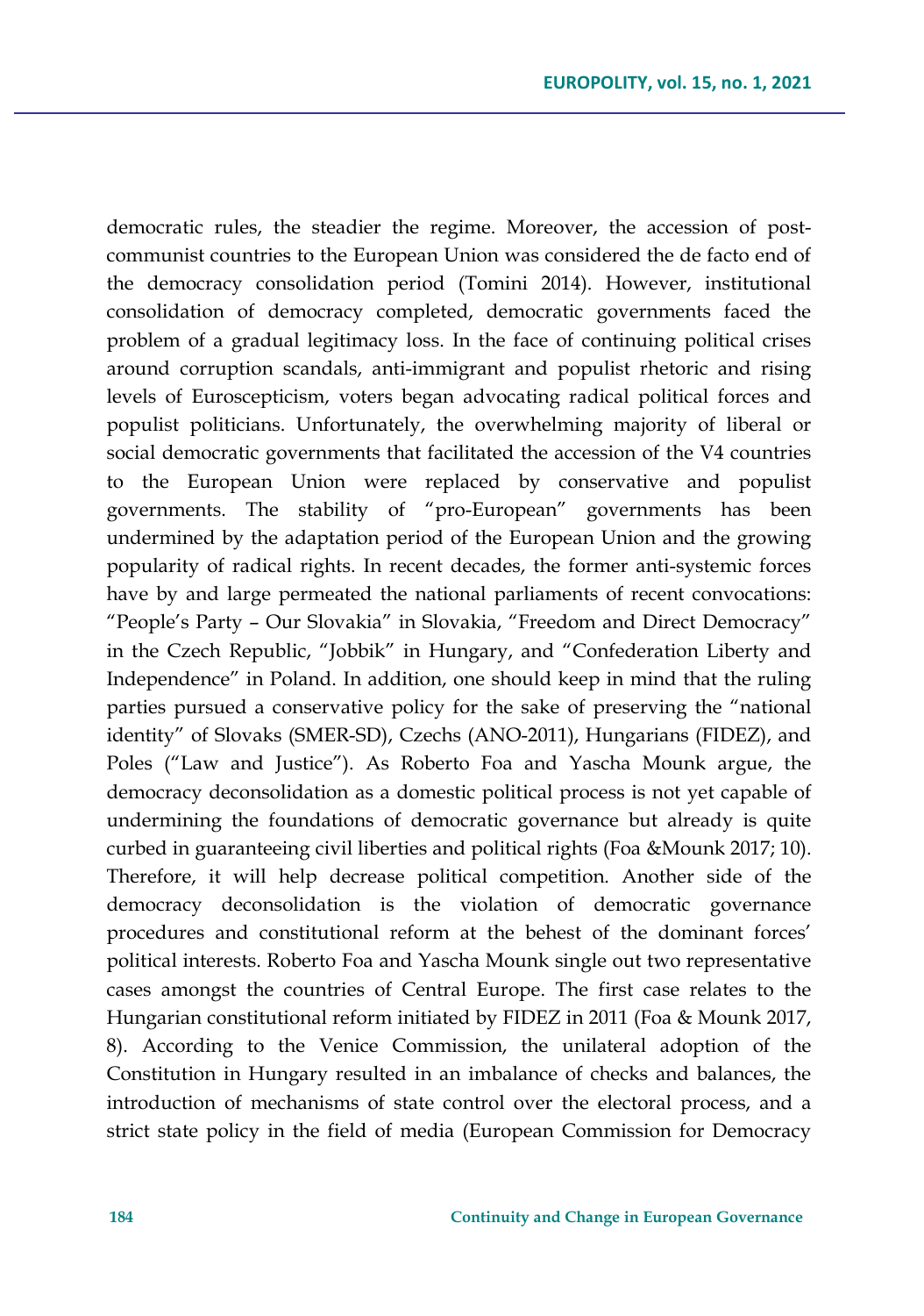democratic rules, the steadier the regime. Moreover, the accession of post-communist countries to the European Union was considered the de facto end of the democracy consolidation period (Tomini 2014). However, institutional consolidation of democracy completed, democratic governments faced the problem of a gradual legitimacy loss. In the face of continuing political crises around corruption scandals, anti-immigrant and populist rhetoric and rising levels of Euroscepticism, voters began advocating radical political forces and populist politicians. Unfortunately, the overwhelming majority of liberal or social democratic governments that facilitated the accession of the V4 countries to the European Union were replaced by conservative and populist governments. The stability of "pro-European" governments has been undermined by the adaptation period of the European Union and the growing popularity of radical rights. In recent decades, the former anti-systemic forces have by and large permeated the national parliaments of recent convocations: "People's Party – Our Slovakia" in Slovakia, "Freedom and Direct Democracy" in the Czech Republic, "Jobbik" in Hungary, and "Confederation Liberty and Independence" in Poland. In addition, one should keep in mind that the ruling parties pursued a conservative policy for the sake of preserving the "national identity" of Slovaks (SMER-SD), Czechs (ANO-2011), Hungarians (FIDEZ), and Poles ("Law and Justice"). As Roberto Foa and Yascha Mounk argue, the democracy deconsolidation as a domestic political process is not yet capable of undermining the foundations of democratic governance but already is quite curbed in guaranteeing civil liberties and political rights (Foa &Mounk 2017; 10). Therefore, it will help decrease political competition. Another side of the democracy deconsolidation is the violation of democratic governance procedures and constitutional reform at the behest of the dominant forces' political interests. Roberto Foa and Yascha Mounk single out two representative cases amongst the countries of Central Europe. The first case relates to the Hungarian constitutional reform initiated by FIDEZ in 2011 (Foa & Mounk 2017, 8). According to the Venice Commission, the unilateral adoption of the Constitution in Hungary resulted in an imbalance of checks and balances, the introduction of mechanisms of state control over the electoral process, and a strict state policy in the field of media (European Commission for Democracy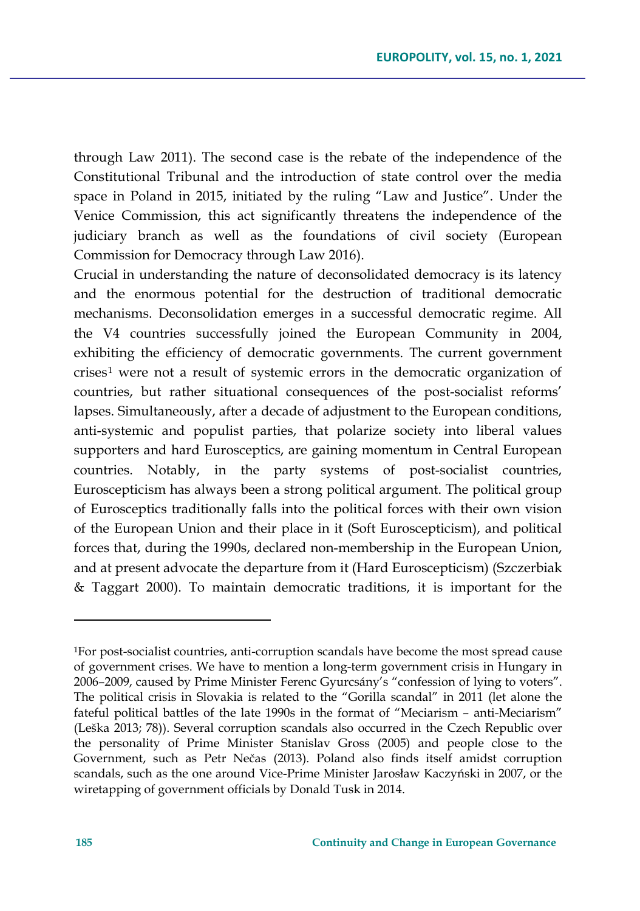through Law 2011). The second case is the rebate of the independence of the Constitutional Tribunal and the introduction of state control over the media space in Poland in 2015, initiated by the ruling "Law and Justice". Under the Venice Commission, this act significantly threatens the independence of the judiciary branch as well as the foundations of civil society (European Commission for Democracy through Law 2016).

Crucial in understanding the nature of deconsolidated democracy is its latency and the enormous potential for the destruction of traditional democratic mechanisms. Deconsolidation emerges in a successful democratic regime. All the V4 countries successfully joined the European Community in 2004, exhibiting the efficiency of democratic governments. The current government crises[1] were not a result of systemic errors in the democratic organization of countries, but rather situational consequences of the post-socialist reforms' lapses. Simultaneously, after a decade of adjustment to the European conditions, anti-systemic and populist parties, that polarize society into liberal values supporters and hard Eurosceptics, are gaining momentum in Central European countries. Notably, in the party systems of post-socialist countries, Euroscepticism has always been a strong political argument. The political group of Eurosceptics traditionally falls into the political forces with their own vision of the European Union and their place in it (Soft Euroscepticism), and political forces that, during the 1990s, declared non-membership in the European Union, and at present advocate the departure from it (Hard Euroscepticism) (Szczerbiak & Taggart 2000). To maintain democratic traditions, it is important for the

---

[1]For post-socialist countries, anti-corruption scandals have become the most spread cause of government crises. We have to mention a long-term government crisis in Hungary in 2006–2009, caused by Prime Minister Ferenc Gyurcsány's "confession of lying to voters". The political crisis in Slovakia is related to the "Gorilla scandal" in 2011 (let alone the fateful political battles of the late 1990s in the format of "Meciarism – anti-Meciarism" (Leška 2013; 78)). Several corruption scandals also occurred in the Czech Republic over the personality of Prime Minister Stanislav Gross (2005) and people close to the Government, such as Petr Nečas (2013). Poland also finds itself amidst corruption scandals, such as the one around Vice-Prime Minister Jarosław Kaczyński in 2007, or the wiretapping of government officials by Donald Tusk in 2014.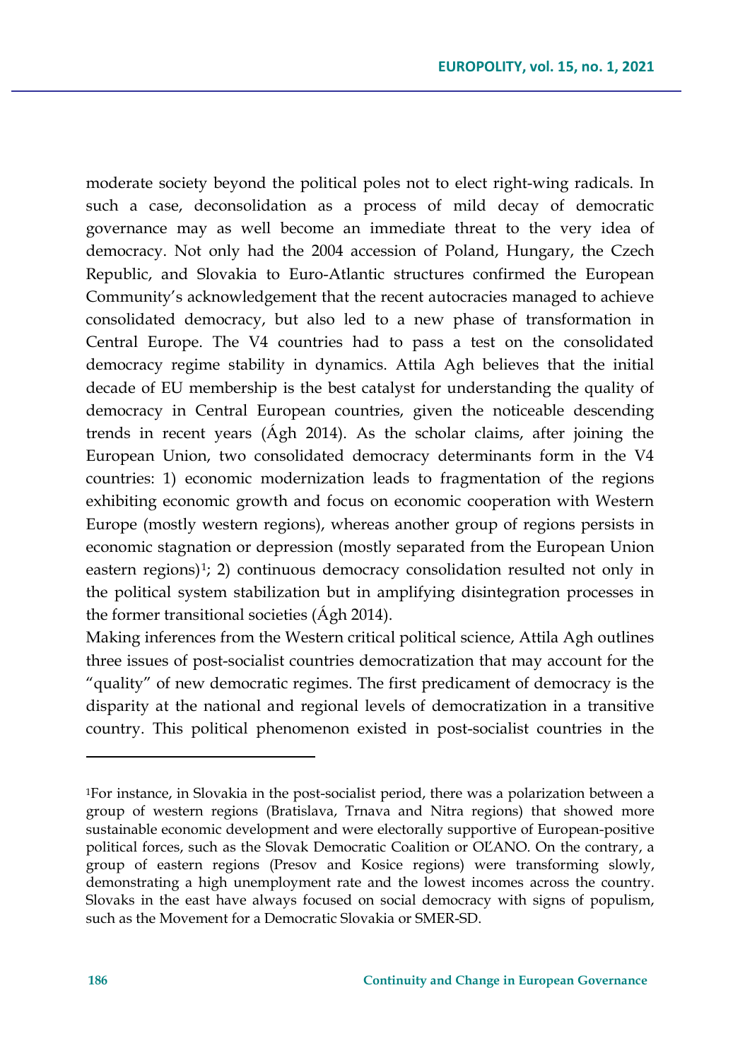moderate society beyond the political poles not to elect right-wing radicals. In such a case, deconsolidation as a process of mild decay of democratic governance may as well become an immediate threat to the very idea of democracy. Not only had the 2004 accession of Poland, Hungary, the Czech Republic, and Slovakia to Euro-Atlantic structures confirmed the European Community's acknowledgement that the recent autocracies managed to achieve consolidated democracy, but also led to a new phase of transformation in Central Europe. The V4 countries had to pass a test on the consolidated democracy regime stability in dynamics. Attila Agh believes that the initial decade of EU membership is the best catalyst for understanding the quality of democracy in Central European countries, given the noticeable descending trends in recent years (Ágh 2014). As the scholar claims, after joining the European Union, two consolidated democracy determinants form in the V4 countries: 1) economic modernization leads to fragmentation of the regions exhibiting economic growth and focus on economic cooperation with Western Europe (mostly western regions), whereas another group of regions persists in economic stagnation or depression (mostly separated from the European Union eastern regions)[1]; 2) continuous democracy consolidation resulted not only in the political system stabilization but in amplifying disintegration processes in the former transitional societies (Ágh 2014).

Making inferences from the Western critical political science, Attila Agh outlines three issues of post-socialist countries democratization that may account for the "quality" of new democratic regimes. The first predicament of democracy is the disparity at the national and regional levels of democratization in a transitive country. This political phenomenon existed in post-socialist countries in the

---

[1]For instance, in Slovakia in the post-socialist period, there was a polarization between a group of western regions (Bratislava, Trnava and Nitra regions) that showed more sustainable economic development and were electorally supportive of European-positive political forces, such as the Slovak Democratic Coalition or OĽANO. On the contrary, a group of eastern regions (Presov and Kosice regions) were transforming slowly, demonstrating a high unemployment rate and the lowest incomes across the country. Slovaks in the east have always focused on social democracy with signs of populism, such as the Movement for a Democratic Slovakia or SMER-SD.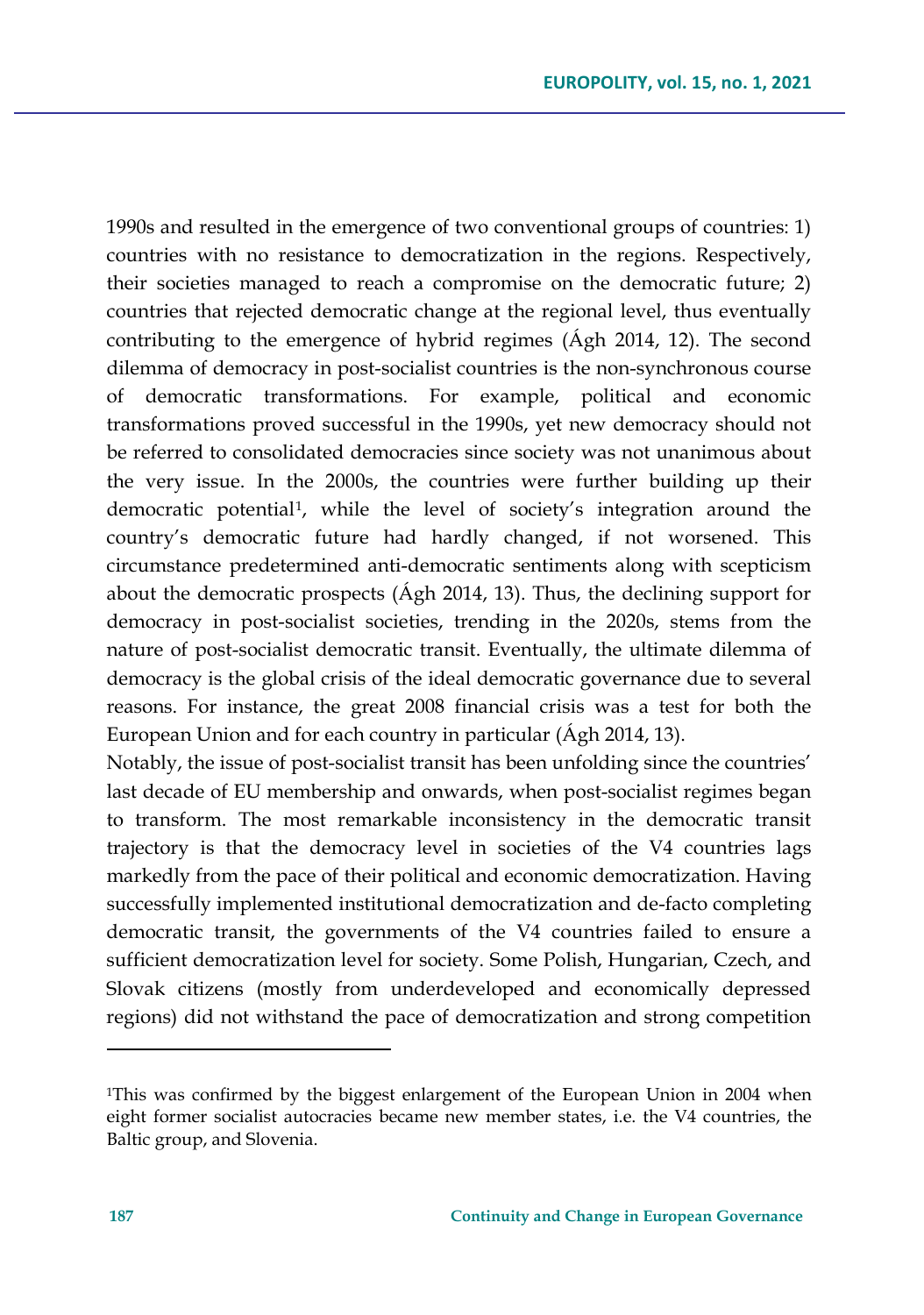1990s and resulted in the emergence of two conventional groups of countries: 1) countries with no resistance to democratization in the regions. Respectively, their societies managed to reach a compromise on the democratic future; 2) countries that rejected democratic change at the regional level, thus eventually contributing to the emergence of hybrid regimes (Ágh 2014, 12). The second dilemma of democracy in post-socialist countries is the non-synchronous course of democratic transformations. For example, political and economic transformations proved successful in the 1990s, yet new democracy should not be referred to consolidated democracies since society was not unanimous about the very issue. In the 2000s, the countries were further building up their democratic potential[1], while the level of society's integration around the country's democratic future had hardly changed, if not worsened. This circumstance predetermined anti-democratic sentiments along with scepticism about the democratic prospects (Ágh 2014, 13). Thus, the declining support for democracy in post-socialist societies, trending in the 2020s, stems from the nature of post-socialist democratic transit. Eventually, the ultimate dilemma of democracy is the global crisis of the ideal democratic governance due to several reasons. For instance, the great 2008 financial crisis was a test for both the European Union and for each country in particular (Ágh 2014, 13).

Notably, the issue of post-socialist transit has been unfolding since the countries' last decade of EU membership and onwards, when post-socialist regimes began to transform. The most remarkable inconsistency in the democratic transit trajectory is that the democracy level in societies of the V4 countries lags markedly from the pace of their political and economic democratization. Having successfully implemented institutional democratization and de-facto completing democratic transit, the governments of the V4 countries failed to ensure a sufficient democratization level for society. Some Polish, Hungarian, Czech, and Slovak citizens (mostly from underdeveloped and economically depressed regions) did not withstand the pace of democratization and strong competition

[1]This was confirmed by the biggest enlargement of the European Union in 2004 when eight former socialist autocracies became new member states, i.e. the V4 countries, the Baltic group, and Slovenia.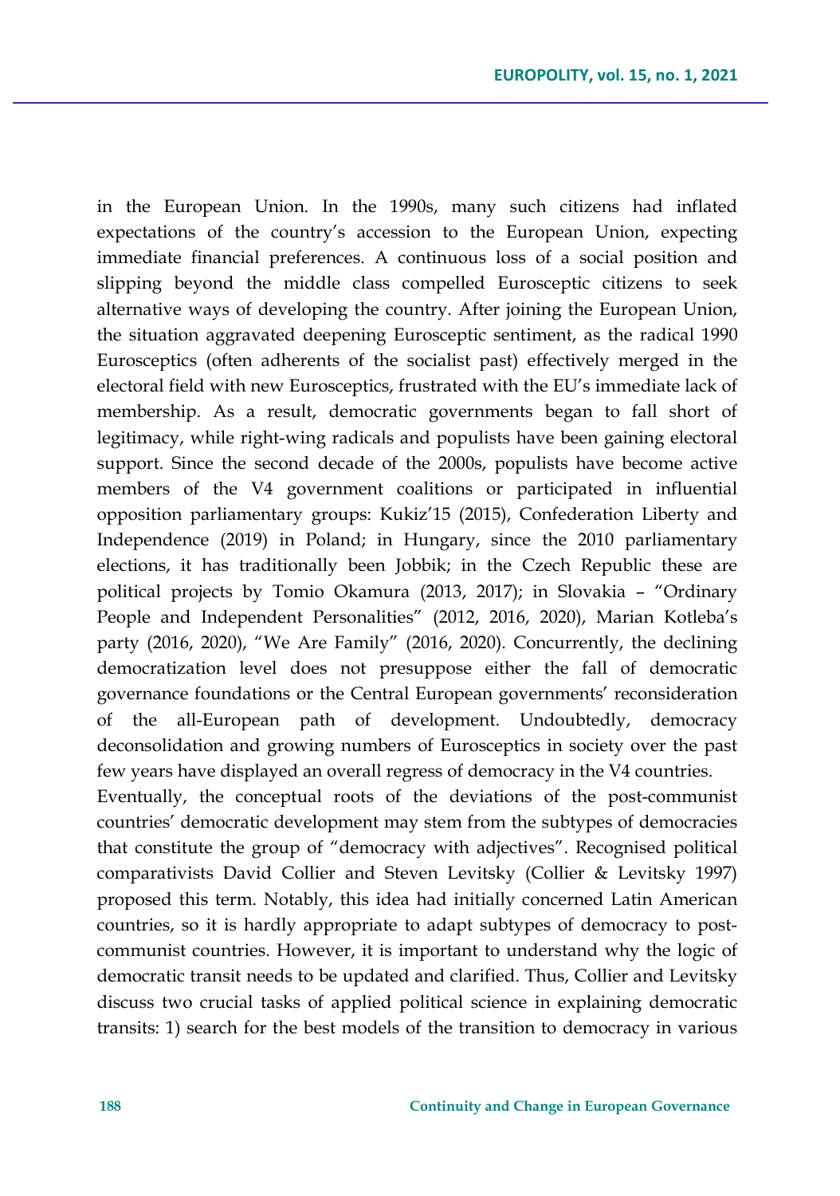in the European Union. In the 1990s, many such citizens had inflated expectations of the country's accession to the European Union, expecting immediate financial preferences. A continuous loss of a social position and slipping beyond the middle class compelled Eurosceptic citizens to seek alternative ways of developing the country. After joining the European Union, the situation aggravated deepening Eurosceptic sentiment, as the radical 1990 Eurosceptics (often adherents of the socialist past) effectively merged in the electoral field with new Eurosceptics, frustrated with the EU's immediate lack of membership. As a result, democratic governments began to fall short of legitimacy, while right-wing radicals and populists have been gaining electoral support. Since the second decade of the 2000s, populists have become active members of the V4 government coalitions or participated in influential opposition parliamentary groups: Kukiz'15 (2015), Confederation Liberty and Independence (2019) in Poland; in Hungary, since the 2010 parliamentary elections, it has traditionally been Jobbik; in the Czech Republic these are political projects by Tomio Okamura (2013, 2017); in Slovakia – "Ordinary People and Independent Personalities" (2012, 2016, 2020), Marian Kotleba's party (2016, 2020), "We Are Family" (2016, 2020). Concurrently, the declining democratization level does not presuppose either the fall of democratic governance foundations or the Central European governments' reconsideration of the all-European path of development. Undoubtedly, democracy deconsolidation and growing numbers of Eurosceptics in society over the past few years have displayed an overall regress of democracy in the V4 countries.

Eventually, the conceptual roots of the deviations of the post-communist countries' democratic development may stem from the subtypes of democracies that constitute the group of "democracy with adjectives". Recognised political comparativists David Collier and Steven Levitsky (Collier & Levitsky 1997) proposed this term. Notably, this idea had initially concerned Latin American countries, so it is hardly appropriate to adapt subtypes of democracy to post-communist countries. However, it is important to understand why the logic of democratic transit needs to be updated and clarified. Thus, Collier and Levitsky discuss two crucial tasks of applied political science in explaining democratic transits: 1) search for the best models of the transition to democracy in various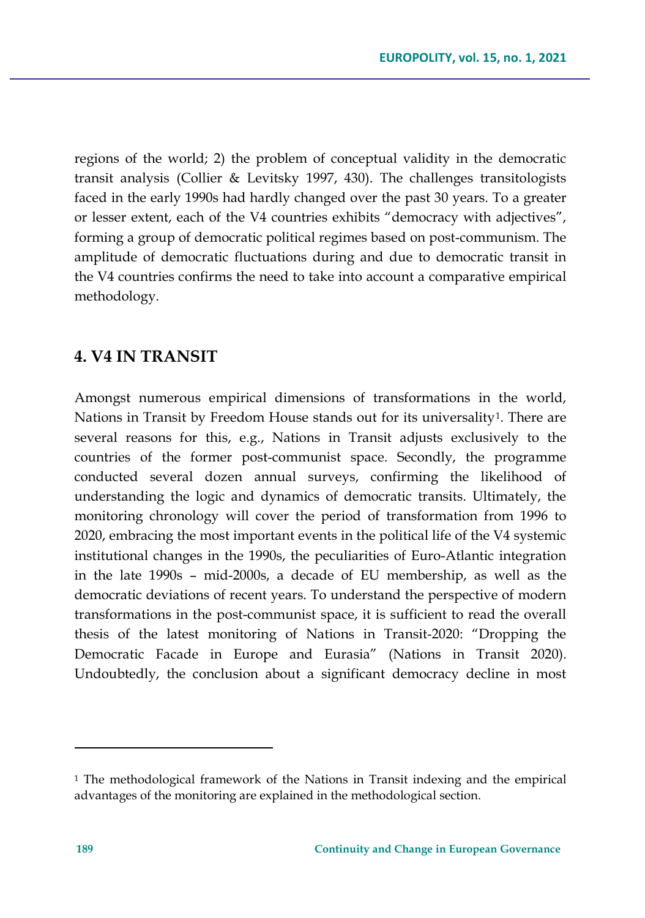regions of the world; 2) the problem of conceptual validity in the democratic transit analysis (Collier & Levitsky 1997, 430). The challenges transitologists faced in the early 1990s had hardly changed over the past 30 years. To a greater or lesser extent, each of the V4 countries exhibits "democracy with adjectives", forming a group of democratic political regimes based on post-communism. The amplitude of democratic fluctuations during and due to democratic transit in the V4 countries confirms the need to take into account a comparative empirical methodology.

## 4. V4 IN TRANSIT

Amongst numerous empirical dimensions of transformations in the world, Nations in Transit by Freedom House stands out for its universality[1]. There are several reasons for this, e.g., Nations in Transit adjusts exclusively to the countries of the former post-communist space. Secondly, the programme conducted several dozen annual surveys, confirming the likelihood of understanding the logic and dynamics of democratic transits. Ultimately, the monitoring chronology will cover the period of transformation from 1996 to 2020, embracing the most important events in the political life of the V4 systemic institutional changes in the 1990s, the peculiarities of Euro-Atlantic integration in the late 1990s – mid-2000s, a decade of EU membership, as well as the democratic deviations of recent years. To understand the perspective of modern transformations in the post-communist space, it is sufficient to read the overall thesis of the latest monitoring of Nations in Transit-2020: "Dropping the Democratic Facade in Europe and Eurasia" (Nations in Transit 2020). Undoubtedly, the conclusion about a significant democracy decline in most

---

[1] The methodological framework of the Nations in Transit indexing and the empirical advantages of the monitoring are explained in the methodological section.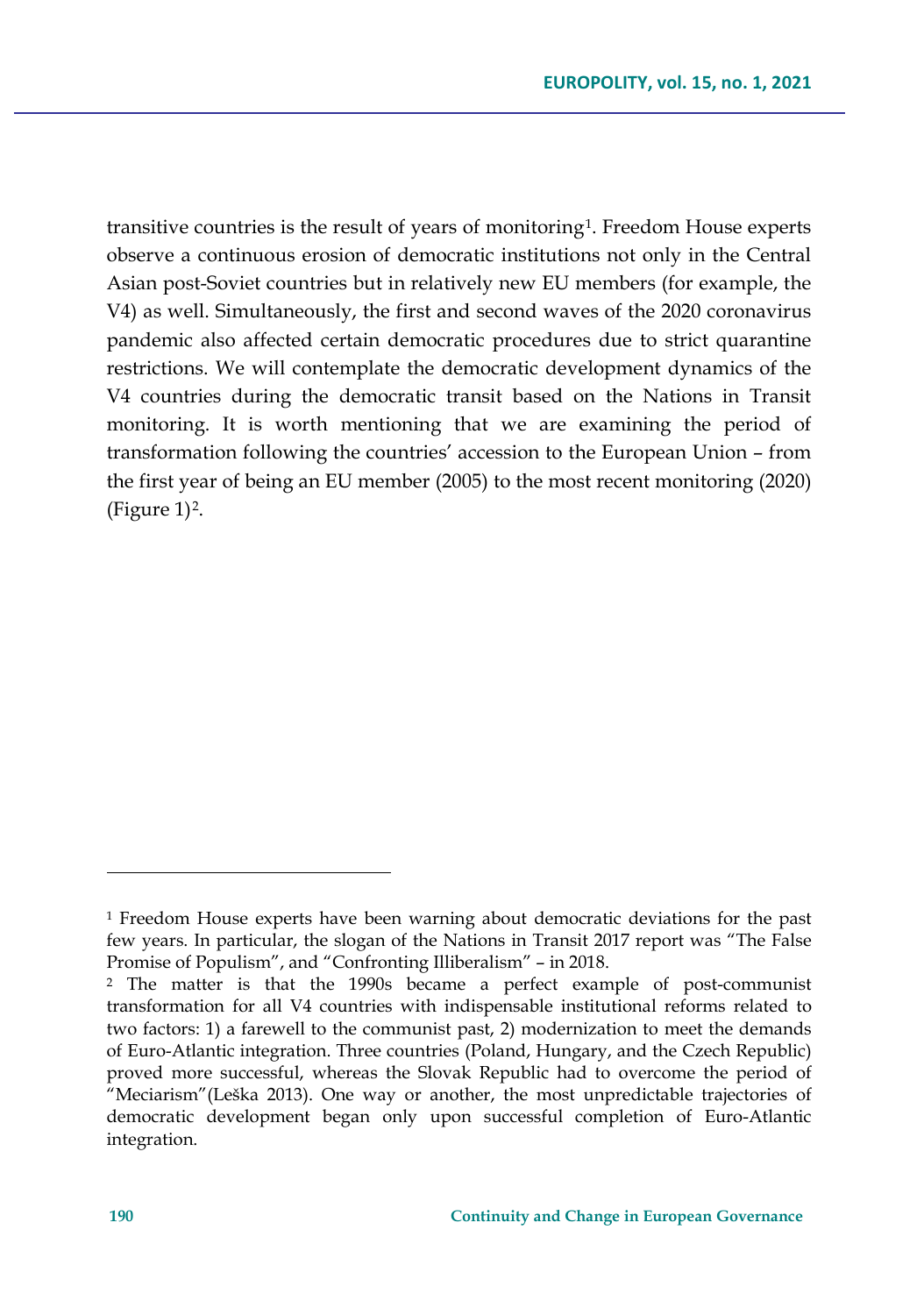transitive countries is the result of years of monitoring[1]. Freedom House experts observe a continuous erosion of democratic institutions not only in the Central Asian post-Soviet countries but in relatively new EU members (for example, the V4) as well. Simultaneously, the first and second waves of the 2020 coronavirus pandemic also affected certain democratic procedures due to strict quarantine restrictions. We will contemplate the democratic development dynamics of the V4 countries during the democratic transit based on the Nations in Transit monitoring. It is worth mentioning that we are examining the period of transformation following the countries' accession to the European Union – from the first year of being an EU member (2005) to the most recent monitoring (2020) (Figure 1)[2].

---

[1] Freedom House experts have been warning about democratic deviations for the past few years. In particular, the slogan of the Nations in Transit 2017 report was "The False Promise of Populism", and "Confronting Illiberalism" – in 2018.

[2] The matter is that the 1990s became a perfect example of post-communist transformation for all V4 countries with indispensable institutional reforms related to two factors: 1) a farewell to the communist past, 2) modernization to meet the demands of Euro-Atlantic integration. Three countries (Poland, Hungary, and the Czech Republic) proved more successful, whereas the Slovak Republic had to overcome the period of "Meciarism"(Leška 2013). One way or another, the most unpredictable trajectories of democratic development began only upon successful completion of Euro-Atlantic integration.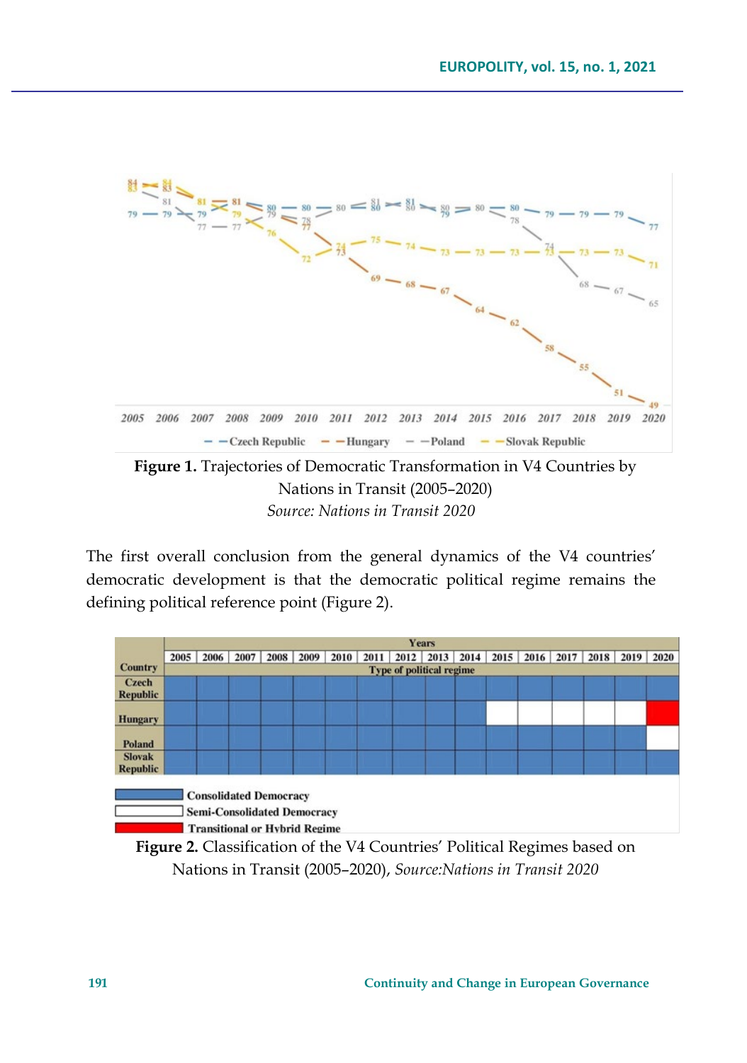Figure 1. Trajectories of Democratic Transformation in V4 Countries by Nations in Transit (2005–2020)
*Source: Nations in Transit 2020*

The first overall conclusion from the general dynamics of the V4 countries' democratic development is that the democratic political regime remains the defining political reference point (Figure 2).

| Country | 2005 | 2006 | 2007 | 2008 | 2009 | 2010 | 2011 | 2012 | 2013 | 2014 | 2015 | 2016 | 2017 | 2018 | 2019 | 2020 |
|---|---|---|---|---|---|---|---|---|---|---|---|---|---|---|---|---|
| Czech Republic | Consolidated Democracy | Consolidated Democracy | Consolidated Democracy | Consolidated Democracy | Consolidated Democracy | Consolidated Democracy | Consolidated Democracy | Consolidated Democracy | Consolidated Democracy | Consolidated Democracy | Consolidated Democracy | Consolidated Democracy | Consolidated Democracy | Consolidated Democracy | Consolidated Democracy | Consolidated Democracy |
| Hungary | Consolidated Democracy | Consolidated Democracy | Consolidated Democracy | Consolidated Democracy | Consolidated Democracy | Consolidated Democracy | Consolidated Democracy | Consolidated Democracy | Consolidated Democracy | Consolidated Democracy | Semi-Consolidated Democracy | Semi-Consolidated Democracy | Semi-Consolidated Democracy | Semi-Consolidated Democracy | Semi-Consolidated Democracy | Transitional or Hybrid Regime |
| Poland | Consolidated Democracy | Consolidated Democracy | Consolidated Democracy | Consolidated Democracy | Consolidated Democracy | Consolidated Democracy | Consolidated Democracy | Consolidated Democracy | Consolidated Democracy | Consolidated Democracy | Consolidated Democracy | Consolidated Democracy | Consolidated Democracy | Consolidated Democracy | Consolidated Democracy | Semi-Consolidated Democracy |
| Slovak Republic | Consolidated Democracy | Consolidated Democracy | Consolidated Democracy | Consolidated Democracy | Consolidated Democracy | Consolidated Democracy | Consolidated Democracy | Consolidated Democracy | Consolidated Democracy | Consolidated Democracy | Consolidated Democracy | Consolidated Democracy | Consolidated Democracy | Consolidated Democracy | Consolidated Democracy | Consolidated Democracy |

Figure 2. Classification of the V4 Countries' Political Regimes based on Nations in Transit (2005–2020), *Source:Nations in Transit 2020*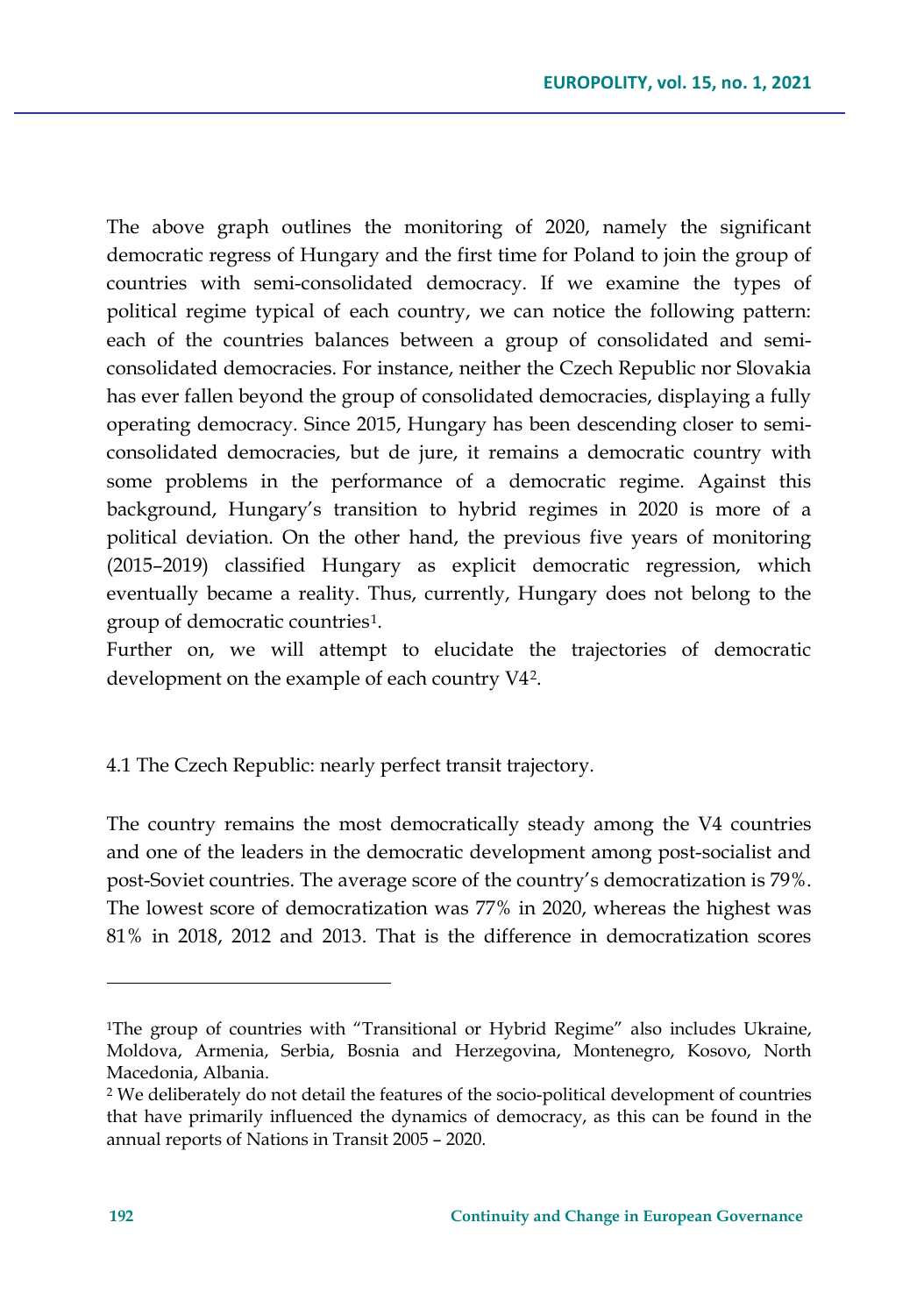The above graph outlines the monitoring of 2020, namely the significant democratic regress of Hungary and the first time for Poland to join the group of countries with semi-consolidated democracy. If we examine the types of political regime typical of each country, we can notice the following pattern: each of the countries balances between a group of consolidated and semi-consolidated democracies. For instance, neither the Czech Republic nor Slovakia has ever fallen beyond the group of consolidated democracies, displaying a fully operating democracy. Since 2015, Hungary has been descending closer to semi-consolidated democracies, but de jure, it remains a democratic country with some problems in the performance of a democratic regime. Against this background, Hungary's transition to hybrid regimes in 2020 is more of a political deviation. On the other hand, the previous five years of monitoring (2015–2019) classified Hungary as explicit democratic regression, which eventually became a reality. Thus, currently, Hungary does not belong to the group of democratic countries[1].

Further on, we will attempt to elucidate the trajectories of democratic development on the example of each country V4[2].

### 4.1 The Czech Republic: nearly perfect transit trajectory.

The country remains the most democratically steady among the V4 countries and one of the leaders in the democratic development among post-socialist and post-Soviet countries. The average score of the country's democratization is 79%. The lowest score of democratization was 77% in 2020, whereas the highest was 81% in 2018, 2012 and 2013. That is the difference in democratization scores

---

[1]The group of countries with "Transitional or Hybrid Regime" also includes Ukraine, Moldova, Armenia, Serbia, Bosnia and Herzegovina, Montenegro, Kosovo, North Macedonia, Albania.

[2] We deliberately do not detail the features of the socio-political development of countries that have primarily influenced the dynamics of democracy, as this can be found in the annual reports of Nations in Transit 2005 – 2020.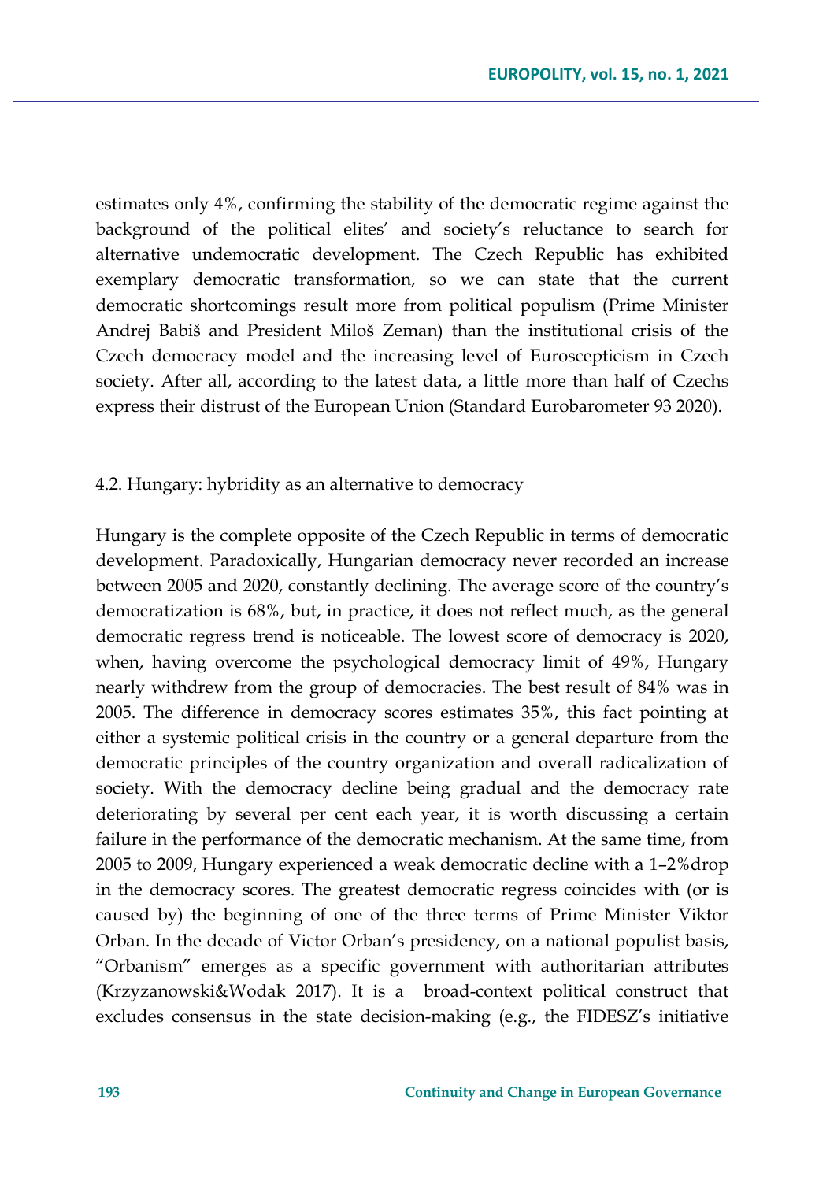estimates only 4%, confirming the stability of the democratic regime against the background of the political elites' and society's reluctance to search for alternative undemocratic development. The Czech Republic has exhibited exemplary democratic transformation, so we can state that the current democratic shortcomings result more from political populism (Prime Minister Andrej Babiš and President Miloš Zeman) than the institutional crisis of the Czech democracy model and the increasing level of Euroscepticism in Czech society. After all, according to the latest data, a little more than half of Czechs express their distrust of the European Union (Standard Eurobarometer 93 2020).

### 4.2. Hungary: hybridity as an alternative to democracy

Hungary is the complete opposite of the Czech Republic in terms of democratic development. Paradoxically, Hungarian democracy never recorded an increase between 2005 and 2020, constantly declining. The average score of the country's democratization is 68%, but, in practice, it does not reflect much, as the general democratic regress trend is noticeable. The lowest score of democracy is 2020, when, having overcome the psychological democracy limit of 49%, Hungary nearly withdrew from the group of democracies. The best result of 84% was in 2005. The difference in democracy scores estimates 35%, this fact pointing at either a systemic political crisis in the country or a general departure from the democratic principles of the country organization and overall radicalization of society. With the democracy decline being gradual and the democracy rate deteriorating by several per cent each year, it is worth discussing a certain failure in the performance of the democratic mechanism. At the same time, from 2005 to 2009, Hungary experienced a weak democratic decline with a 1–2%drop in the democracy scores. The greatest democratic regress coincides with (or is caused by) the beginning of one of the three terms of Prime Minister Viktor Orban. In the decade of Victor Orban's presidency, on a national populist basis, "Orbanism" emerges as a specific government with authoritarian attributes (Krzyzanowski&Wodak 2017). It is a broad-context political construct that excludes consensus in the state decision-making (e.g., the FIDESZ's initiative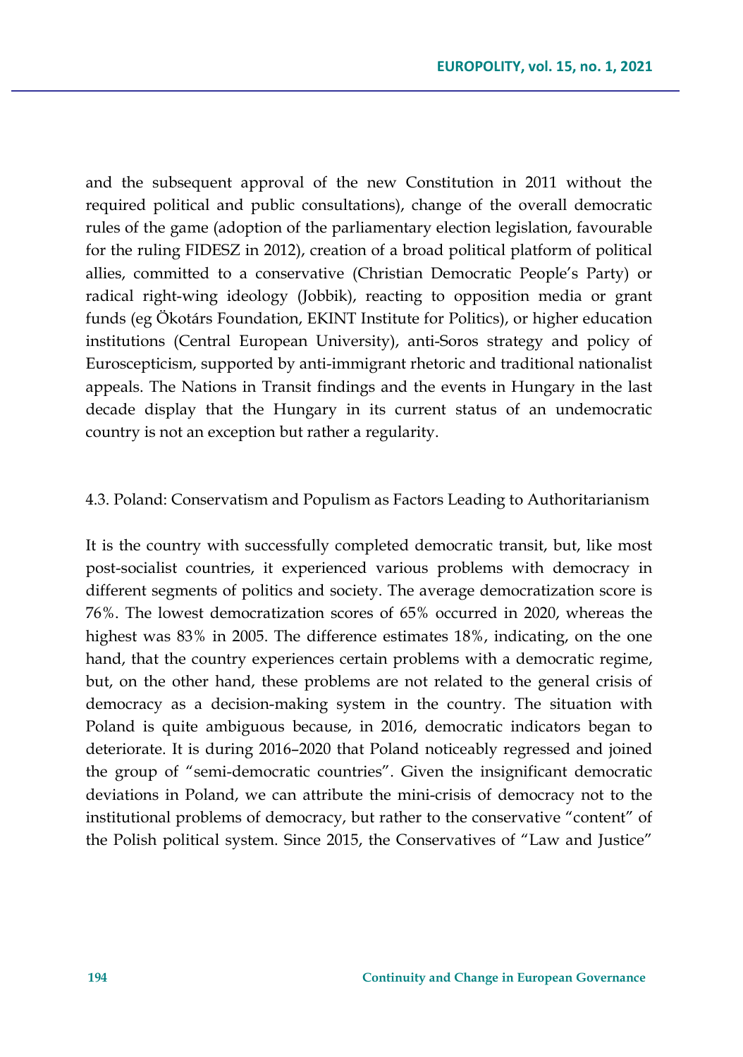and the subsequent approval of the new Constitution in 2011 without the required political and public consultations), change of the overall democratic rules of the game (adoption of the parliamentary election legislation, favourable for the ruling FIDESZ in 2012), creation of a broad political platform of political allies, committed to a conservative (Christian Democratic People's Party) or radical right-wing ideology (Jobbik), reacting to opposition media or grant funds (eg Ökotárs Foundation, EKINT Institute for Politics), or higher education institutions (Central European University), anti-Soros strategy and policy of Euroscepticism, supported by anti-immigrant rhetoric and traditional nationalist appeals. The Nations in Transit findings and the events in Hungary in the last decade display that the Hungary in its current status of an undemocratic country is not an exception but rather a regularity.

### 4.3. Poland: Conservatism and Populism as Factors Leading to Authoritarianism

It is the country with successfully completed democratic transit, but, like most post-socialist countries, it experienced various problems with democracy in different segments of politics and society. The average democratization score is 76%. The lowest democratization scores of 65% occurred in 2020, whereas the highest was 83% in 2005. The difference estimates 18%, indicating, on the one hand, that the country experiences certain problems with a democratic regime, but, on the other hand, these problems are not related to the general crisis of democracy as a decision-making system in the country. The situation with Poland is quite ambiguous because, in 2016, democratic indicators began to deteriorate. It is during 2016–2020 that Poland noticeably regressed and joined the group of "semi-democratic countries". Given the insignificant democratic deviations in Poland, we can attribute the mini-crisis of democracy not to the institutional problems of democracy, but rather to the conservative "content" of the Polish political system. Since 2015, the Conservatives of "Law and Justice"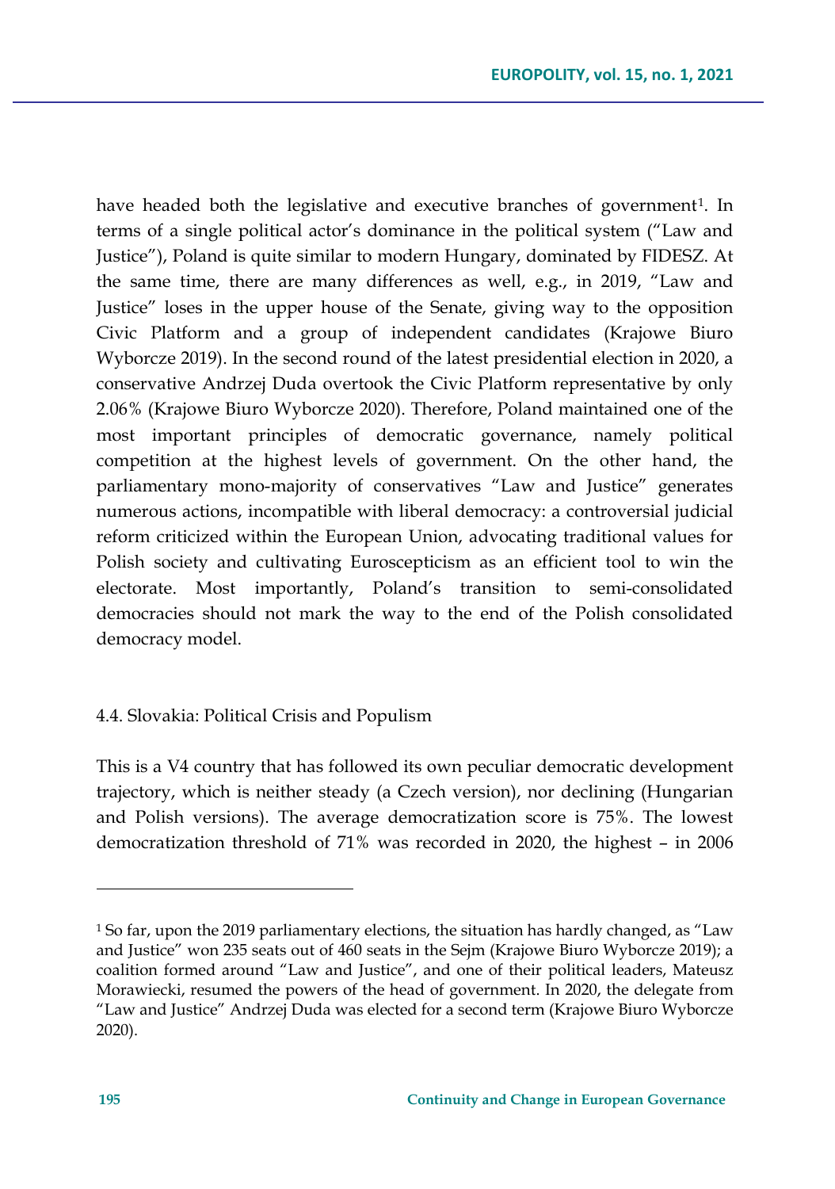have headed both the legislative and executive branches of government[1]. In terms of a single political actor's dominance in the political system ("Law and Justice"), Poland is quite similar to modern Hungary, dominated by FIDESZ. At the same time, there are many differences as well, e.g., in 2019, "Law and Justice" loses in the upper house of the Senate, giving way to the opposition Civic Platform and a group of independent candidates (Krajowe Biuro Wyborcze 2019). In the second round of the latest presidential election in 2020, a conservative Andrzej Duda overtook the Civic Platform representative by only 2.06% (Krajowe Biuro Wyborcze 2020). Therefore, Poland maintained one of the most important principles of democratic governance, namely political competition at the highest levels of government. On the other hand, the parliamentary mono-majority of conservatives "Law and Justice" generates numerous actions, incompatible with liberal democracy: a controversial judicial reform criticized within the European Union, advocating traditional values for Polish society and cultivating Euroscepticism as an efficient tool to win the electorate. Most importantly, Poland's transition to semi-consolidated democracies should not mark the way to the end of the Polish consolidated democracy model.

### 4.4. Slovakia: Political Crisis and Populism

This is a V4 country that has followed its own peculiar democratic development trajectory, which is neither steady (a Czech version), nor declining (Hungarian and Polish versions). The average democratization score is 75%. The lowest democratization threshold of 71% was recorded in 2020, the highest – in 2006

---

[1] So far, upon the 2019 parliamentary elections, the situation has hardly changed, as "Law and Justice" won 235 seats out of 460 seats in the Sejm (Krajowe Biuro Wyborcze 2019); a coalition formed around "Law and Justice", and one of their political leaders, Mateusz Morawiecki, resumed the powers of the head of government. In 2020, the delegate from "Law and Justice" Andrzej Duda was elected for a second term (Krajowe Biuro Wyborcze 2020).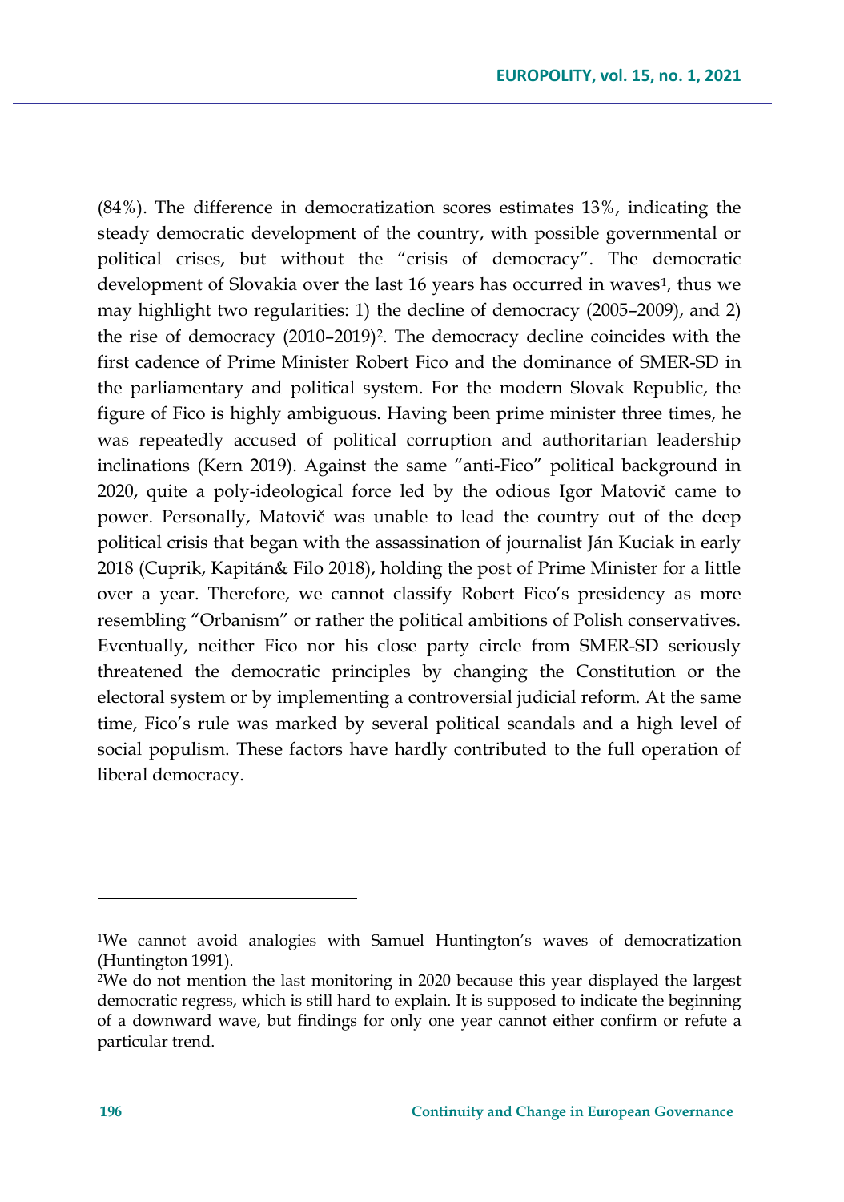(84%). The difference in democratization scores estimates 13%, indicating the steady democratic development of the country, with possible governmental or political crises, but without the "crisis of democracy". The democratic development of Slovakia over the last 16 years has occurred in waves[1], thus we may highlight two regularities: 1) the decline of democracy (2005–2009), and 2) the rise of democracy (2010–2019)[2]. The democracy decline coincides with the first cadence of Prime Minister Robert Fico and the dominance of SMER-SD in the parliamentary and political system. For the modern Slovak Republic, the figure of Fico is highly ambiguous. Having been prime minister three times, he was repeatedly accused of political corruption and authoritarian leadership inclinations (Kern 2019). Against the same "anti-Fico" political background in 2020, quite a poly-ideological force led by the odious Igor Matovič came to power. Personally, Matovič was unable to lead the country out of the deep political crisis that began with the assassination of journalist Ján Kuciak in early 2018 (Cuprik, Kapitán& Filo 2018), holding the post of Prime Minister for a little over a year. Therefore, we cannot classify Robert Fico's presidency as more resembling "Orbanism" or rather the political ambitions of Polish conservatives. Eventually, neither Fico nor his close party circle from SMER-SD seriously threatened the democratic principles by changing the Constitution or the electoral system or by implementing a controversial judicial reform. At the same time, Fico's rule was marked by several political scandals and a high level of social populism. These factors have hardly contributed to the full operation of liberal democracy.

---

[1]We cannot avoid analogies with Samuel Huntington's waves of democratization (Huntington 1991).

[2]We do not mention the last monitoring in 2020 because this year displayed the largest democratic regress, which is still hard to explain. It is supposed to indicate the beginning of a downward wave, but findings for only one year cannot either confirm or refute a particular trend.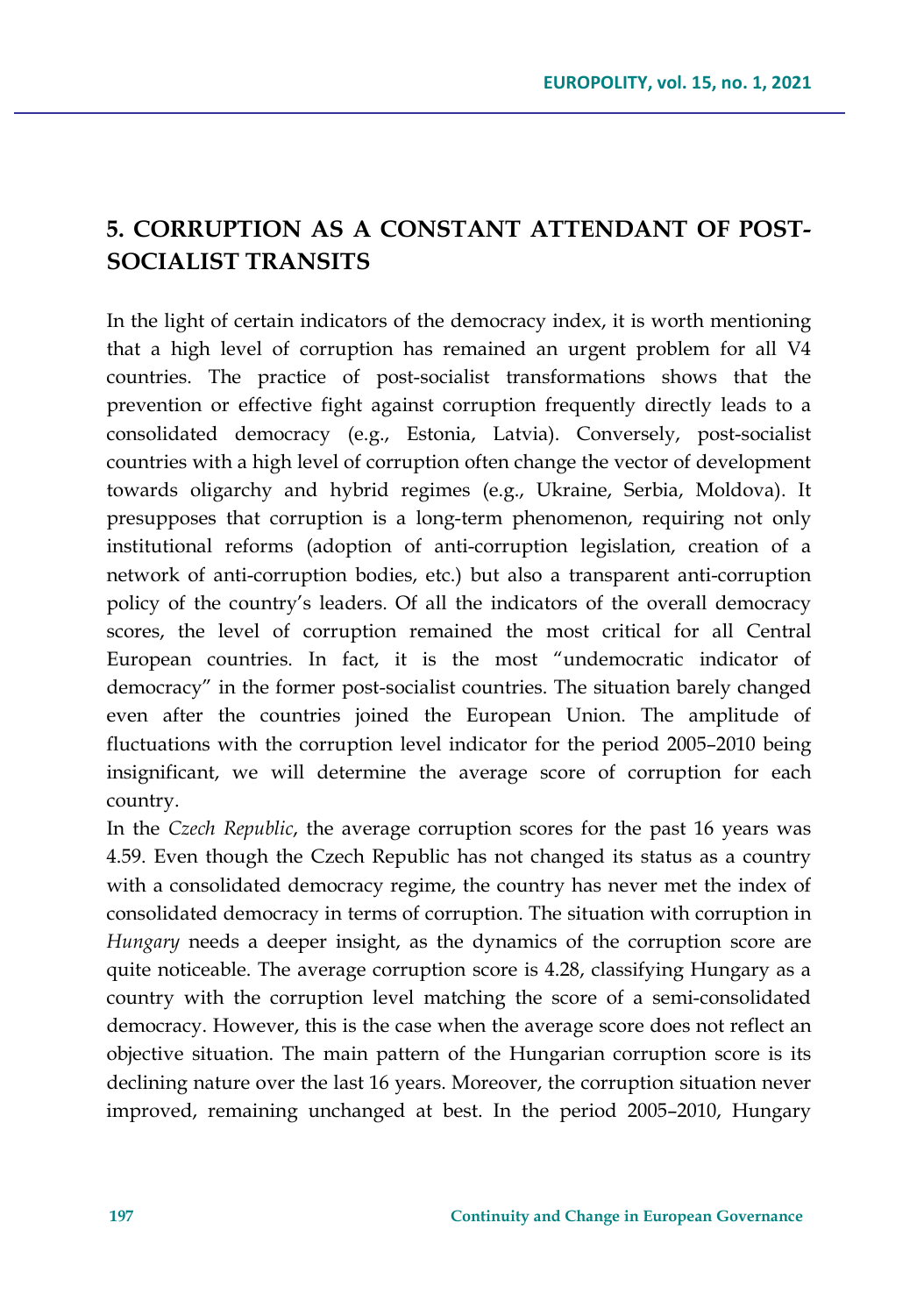## 5. CORRUPTION AS A CONSTANT ATTENDANT OF POST-SOCIALIST TRANSITS

In the light of certain indicators of the democracy index, it is worth mentioning that a high level of corruption has remained an urgent problem for all V4 countries. The practice of post-socialist transformations shows that the prevention or effective fight against corruption frequently directly leads to a consolidated democracy (e.g., Estonia, Latvia). Conversely, post-socialist countries with a high level of corruption often change the vector of development towards oligarchy and hybrid regimes (e.g., Ukraine, Serbia, Moldova). It presupposes that corruption is a long-term phenomenon, requiring not only institutional reforms (adoption of anti-corruption legislation, creation of a network of anti-corruption bodies, etc.) but also a transparent anti-corruption policy of the country's leaders. Of all the indicators of the overall democracy scores, the level of corruption remained the most critical for all Central European countries. In fact, it is the most "undemocratic indicator of democracy" in the former post-socialist countries. The situation barely changed even after the countries joined the European Union. The amplitude of fluctuations with the corruption level indicator for the period 2005–2010 being insignificant, we will determine the average score of corruption for each country.

In the *Czech Republic*, the average corruption scores for the past 16 years was 4.59. Even though the Czech Republic has not changed its status as a country with a consolidated democracy regime, the country has never met the index of consolidated democracy in terms of corruption. The situation with corruption in *Hungary* needs a deeper insight, as the dynamics of the corruption score are quite noticeable. The average corruption score is 4.28, classifying Hungary as a country with the corruption level matching the score of a semi-consolidated democracy. However, this is the case when the average score does not reflect an objective situation. The main pattern of the Hungarian corruption score is its declining nature over the last 16 years. Moreover, the corruption situation never improved, remaining unchanged at best. In the period 2005–2010, Hungary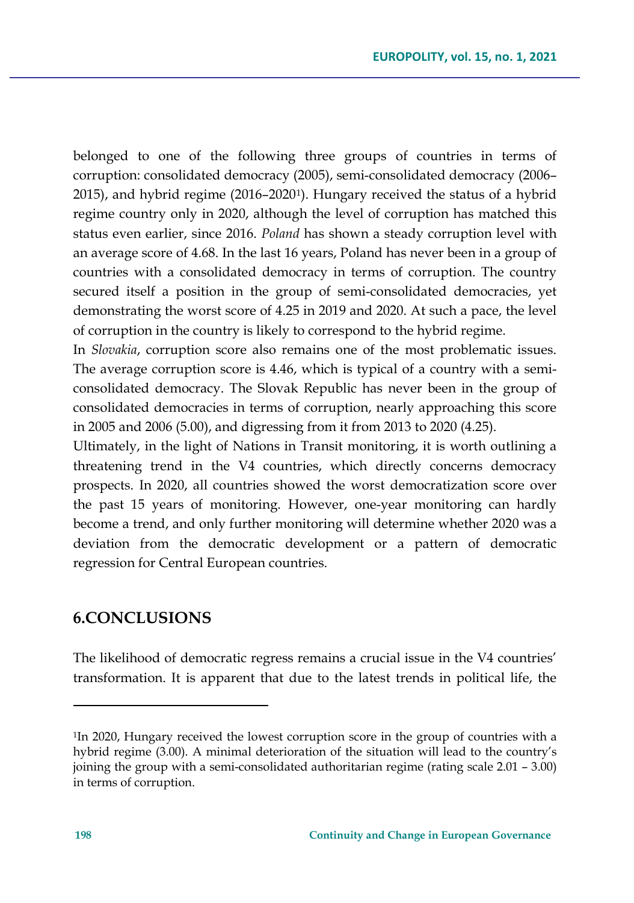belonged to one of the following three groups of countries in terms of corruption: consolidated democracy (2005), semi-consolidated democracy (2006–2015), and hybrid regime (2016–2020[1]). Hungary received the status of a hybrid regime country only in 2020, although the level of corruption has matched this status even earlier, since 2016. *Poland* has shown a steady corruption level with an average score of 4.68. In the last 16 years, Poland has never been in a group of countries with a consolidated democracy in terms of corruption. The country secured itself a position in the group of semi-consolidated democracies, yet demonstrating the worst score of 4.25 in 2019 and 2020. At such a pace, the level of corruption in the country is likely to correspond to the hybrid regime.

In *Slovakia*, corruption score also remains one of the most problematic issues. The average corruption score is 4.46, which is typical of a country with a semi-consolidated democracy. The Slovak Republic has never been in the group of consolidated democracies in terms of corruption, nearly approaching this score in 2005 and 2006 (5.00), and digressing from it from 2013 to 2020 (4.25).

Ultimately, in the light of Nations in Transit monitoring, it is worth outlining a threatening trend in the V4 countries, which directly concerns democracy prospects. In 2020, all countries showed the worst democratization score over the past 15 years of monitoring. However, one-year monitoring can hardly become a trend, and only further monitoring will determine whether 2020 was a deviation from the democratic development or a pattern of democratic regression for Central European countries.

## 6.CONCLUSIONS

The likelihood of democratic regress remains a crucial issue in the V4 countries' transformation. It is apparent that due to the latest trends in political life, the

---

[1]In 2020, Hungary received the lowest corruption score in the group of countries with a hybrid regime (3.00). A minimal deterioration of the situation will lead to the country's joining the group with a semi-consolidated authoritarian regime (rating scale 2.01 – 3.00) in terms of corruption.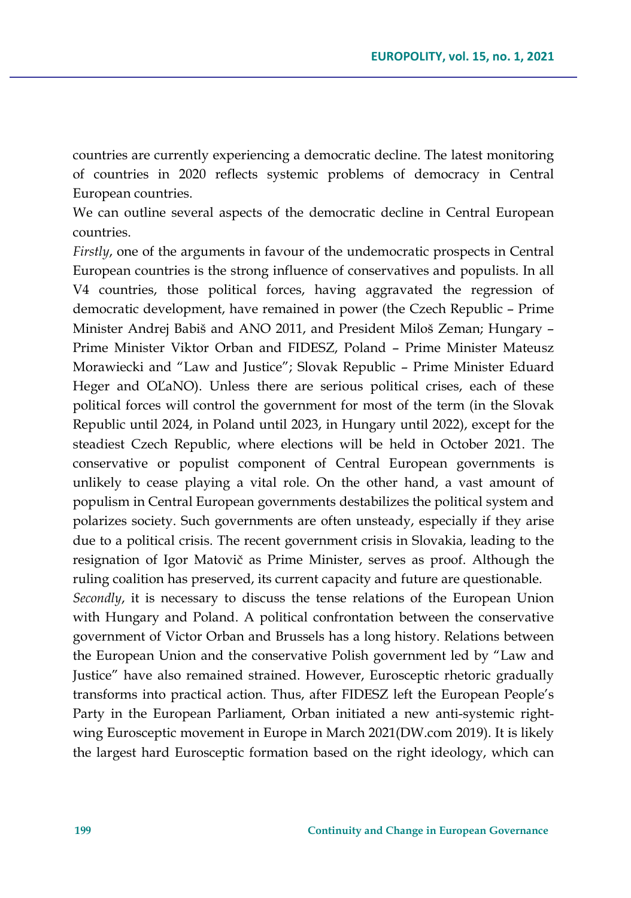countries are currently experiencing a democratic decline. The latest monitoring of countries in 2020 reflects systemic problems of democracy in Central European countries.

We can outline several aspects of the democratic decline in Central European countries.

*Firstly*, one of the arguments in favour of the undemocratic prospects in Central European countries is the strong influence of conservatives and populists. In all V4 countries, those political forces, having aggravated the regression of democratic development, have remained in power (the Czech Republic – Prime Minister Andrej Babiš and ANO 2011, and President Miloš Zeman; Hungary – Prime Minister Viktor Orban and FIDESZ, Poland – Prime Minister Mateusz Morawiecki and "Law and Justice"; Slovak Republic – Prime Minister Eduard Heger and OĽaNO). Unless there are serious political crises, each of these political forces will control the government for most of the term (in the Slovak Republic until 2024, in Poland until 2023, in Hungary until 2022), except for the steadiest Czech Republic, where elections will be held in October 2021. The conservative or populist component of Central European governments is unlikely to cease playing a vital role. On the other hand, a vast amount of populism in Central European governments destabilizes the political system and polarizes society. Such governments are often unsteady, especially if they arise due to a political crisis. The recent government crisis in Slovakia, leading to the resignation of Igor Matovič as Prime Minister, serves as proof. Although the ruling coalition has preserved, its current capacity and future are questionable.

*Secondly*, it is necessary to discuss the tense relations of the European Union with Hungary and Poland. A political confrontation between the conservative government of Victor Orban and Brussels has a long history. Relations between the European Union and the conservative Polish government led by "Law and Justice" have also remained strained. However, Eurosceptic rhetoric gradually transforms into practical action. Thus, after FIDESZ left the European People's Party in the European Parliament, Orban initiated a new anti-systemic right-wing Eurosceptic movement in Europe in March 2021(DW.com 2019). It is likely the largest hard Eurosceptic formation based on the right ideology, which can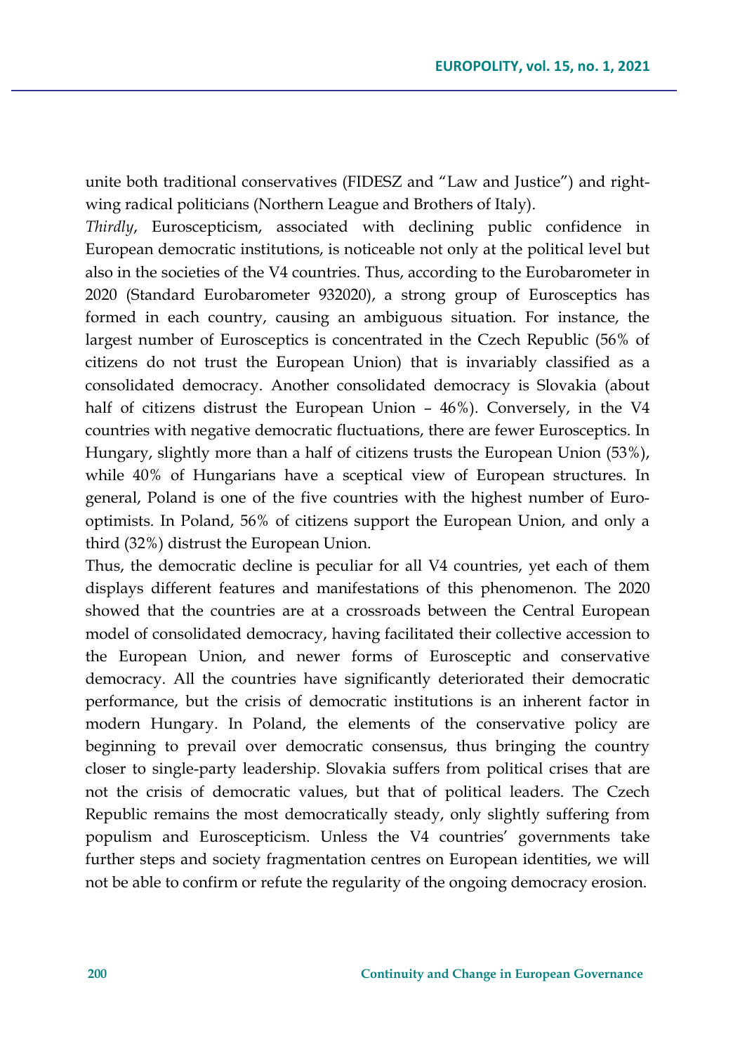unite both traditional conservatives (FIDESZ and "Law and Justice") and right-wing radical politicians (Northern League and Brothers of Italy).

*Thirdly*, Euroscepticism, associated with declining public confidence in European democratic institutions, is noticeable not only at the political level but also in the societies of the V4 countries. Thus, according to the Eurobarometer in 2020 (Standard Eurobarometer 932020), a strong group of Eurosceptics has formed in each country, causing an ambiguous situation. For instance, the largest number of Eurosceptics is concentrated in the Czech Republic (56% of citizens do not trust the European Union) that is invariably classified as a consolidated democracy. Another consolidated democracy is Slovakia (about half of citizens distrust the European Union – 46%). Conversely, in the V4 countries with negative democratic fluctuations, there are fewer Eurosceptics. In Hungary, slightly more than a half of citizens trusts the European Union (53%), while 40% of Hungarians have a sceptical view of European structures. In general, Poland is one of the five countries with the highest number of Euro-optimists. In Poland, 56% of citizens support the European Union, and only a third (32%) distrust the European Union.

Thus, the democratic decline is peculiar for all V4 countries, yet each of them displays different features and manifestations of this phenomenon. The 2020 showed that the countries are at a crossroads between the Central European model of consolidated democracy, having facilitated their collective accession to the European Union, and newer forms of Eurosceptic and conservative democracy. All the countries have significantly deteriorated their democratic performance, but the crisis of democratic institutions is an inherent factor in modern Hungary. In Poland, the elements of the conservative policy are beginning to prevail over democratic consensus, thus bringing the country closer to single-party leadership. Slovakia suffers from political crises that are not the crisis of democratic values, but that of political leaders. The Czech Republic remains the most democratically steady, only slightly suffering from populism and Euroscepticism. Unless the V4 countries' governments take further steps and society fragmentation centres on European identities, we will not be able to confirm or refute the regularity of the ongoing democracy erosion.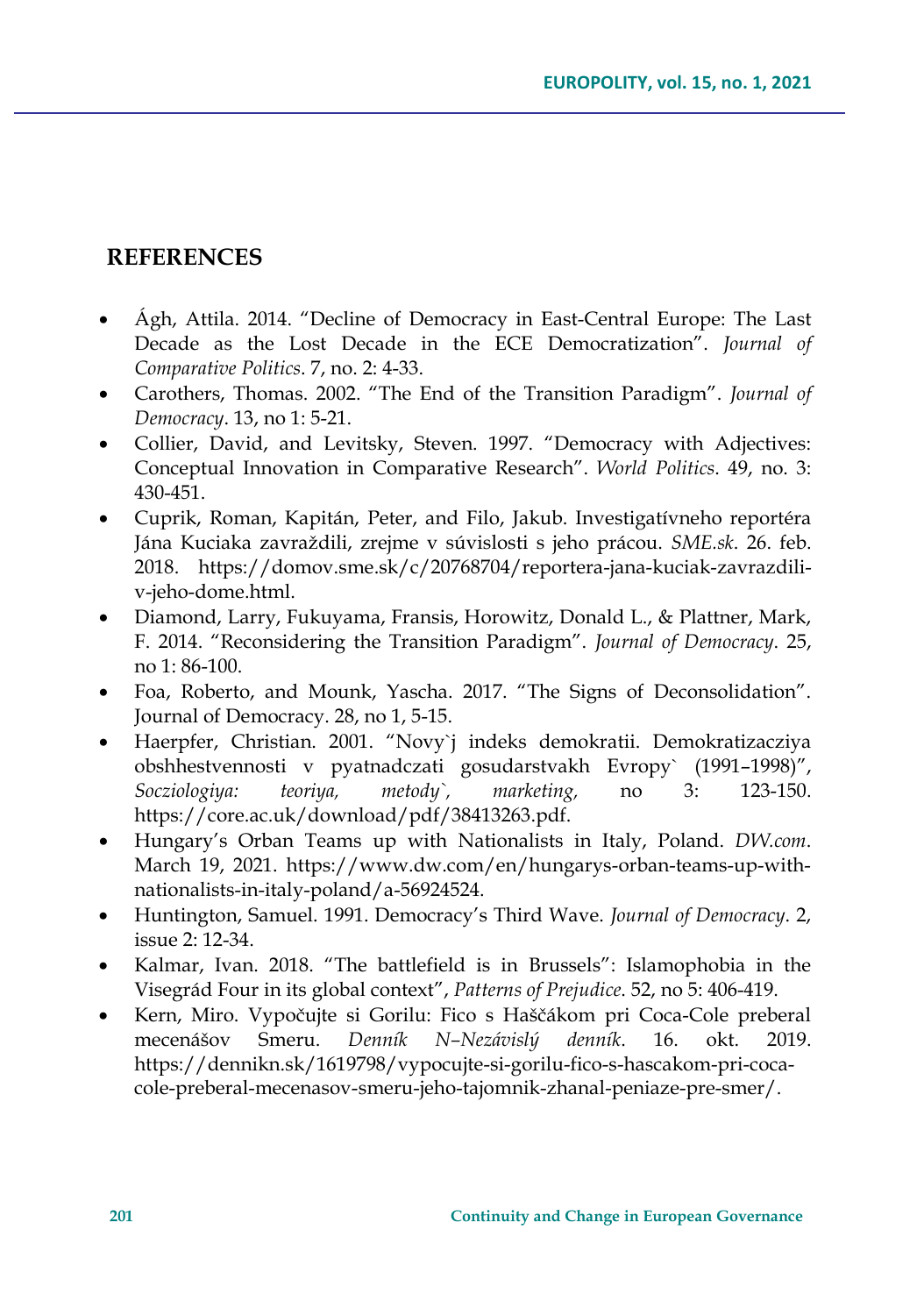## REFERENCES

- Ágh, Attila. 2014. "Decline of Democracy in East-Central Europe: The Last Decade as the Lost Decade in the ECE Democratization". *Journal of Comparative Politics*. 7, no. 2: 4-33.
- Carothers, Thomas. 2002. "The End of the Transition Paradigm". *Journal of Democracy*. 13, no 1: 5-21.
- Collier, David, and Levitsky, Steven. 1997. "Democracy with Adjectives: Conceptual Innovation in Comparative Research". *World Politics*. 49, no. 3: 430-451.
- Cuprik, Roman, Kapitán, Peter, and Filo, Jakub. Investigatívneho reportéra Jána Kuciaka zavraždili, zrejme v súvislosti s jeho prácou. *SME.sk*. 26. feb. 2018. https://domov.sme.sk/c/20768704/reportera-jana-kuciak-zavrazdili-v-jeho-dome.html.
- Diamond, Larry, Fukuyama, Fransis, Horowitz, Donald L., & Plattner, Mark, F. 2014. "Reconsidering the Transition Paradigm". *Journal of Democracy*. 25, no 1: 86-100.
- Foa, Roberto, and Mounk, Yascha. 2017. "The Signs of Deconsolidation". Journal of Democracy. 28, no 1, 5-15.
- Haerpfer, Christian. 2001. "Novy`j indeks demokratii. Demokratizacziya obshhestvennosti v pyatnadczati gosudarstvakh Evropy` (1991–1998)", *Socziologiya: teoriya, metody`, marketing,* no 3: 123-150. https://core.ac.uk/download/pdf/38413263.pdf.
- Hungary's Orban Teams up with Nationalists in Italy, Poland. *DW.com*. March 19, 2021. https://www.dw.com/en/hungarys-orban-teams-up-with-nationalists-in-italy-poland/a-56924524.
- Huntington, Samuel. 1991. Democracy's Third Wave. *Journal of Democracy*. 2, issue 2: 12-34.
- Kalmar, Ivan. 2018. "The battlefield is in Brussels": Islamophobia in the Visegrád Four in its global context", *Patterns of Prejudice*. 52, no 5: 406-419.
- Kern, Miro. Vypočujte si Gorilu: Fico s Haščákom pri Coca-Cole preberal mecenášov Smeru. *Denník N–Nezávislý denník*. 16. okt. 2019. https://dennikn.sk/1619798/vypocujte-si-gorilu-fico-s-hascakom-pri-coca-cole-preberal-mecenasov-smeru-jeho-tajomnik-zhanal-peniaze-pre-smer/.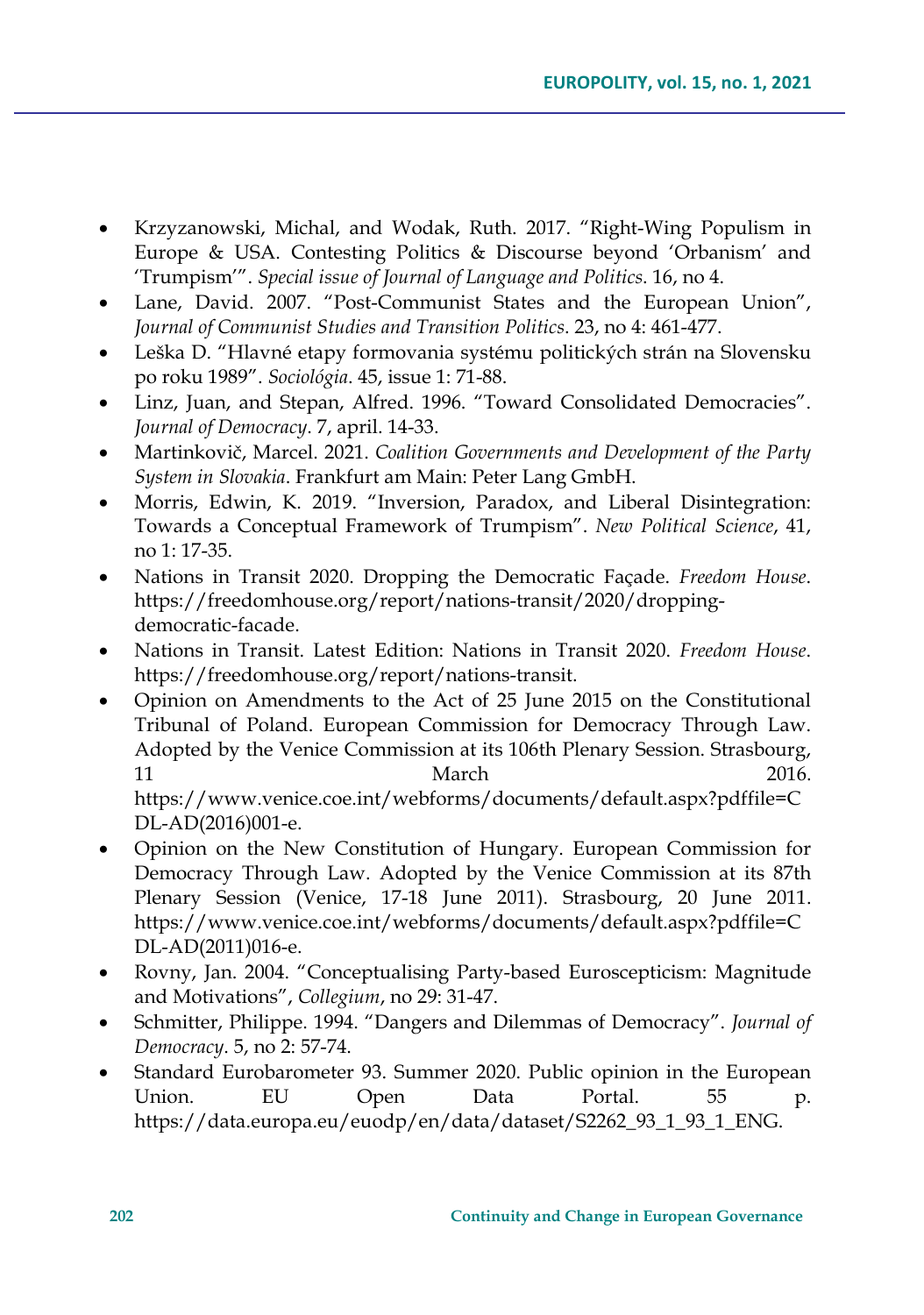- Krzyzanowski, Michal, and Wodak, Ruth. 2017. "Right-Wing Populism in Europe & USA. Contesting Politics & Discourse beyond 'Orbanism' and 'Trumpism'". *Special issue of Journal of Language and Politics*. 16, no 4.
- Lane, David. 2007. "Post-Communist States and the European Union", *Journal of Communist Studies and Transition Politics*. 23, no 4: 461-477.
- Leška D. "Hlavné etapy formovania systému politických strán na Slovensku po roku 1989". *Sociológia*. 45, issue 1: 71-88.
- Linz, Juan, and Stepan, Alfred. 1996. "Toward Consolidated Democracies". *Journal of Democracy*. 7, april. 14-33.
- Martinkovič, Marcel. 2021. *Coalition Governments and Development of the Party System in Slovakia*. Frankfurt am Main: Peter Lang GmbH.
- Morris, Edwin, K. 2019. "Inversion, Paradox, and Liberal Disintegration: Towards a Conceptual Framework of Trumpism". *New Political Science*, 41, no 1: 17-35.
- Nations in Transit 2020. Dropping the Democratic Façade. *Freedom House*. https://freedomhouse.org/report/nations-transit/2020/dropping-democratic-facade.
- Nations in Transit. Latest Edition: Nations in Transit 2020. *Freedom House*. https://freedomhouse.org/report/nations-transit.
- Opinion on Amendments to the Act of 25 June 2015 on the Constitutional Tribunal of Poland. European Commission for Democracy Through Law. Adopted by the Venice Commission at its 106th Plenary Session. Strasbourg, 11 March 2016. https://www.venice.coe.int/webforms/documents/default.aspx?pdffile=CDL-AD(2016)001-e.
- Opinion on the New Constitution of Hungary. European Commission for Democracy Through Law. Adopted by the Venice Commission at its 87th Plenary Session (Venice, 17-18 June 2011). Strasbourg, 20 June 2011. https://www.venice.coe.int/webforms/documents/default.aspx?pdffile=CDL-AD(2011)016-e.
- Rovny, Jan. 2004. "Conceptualising Party-based Euroscepticism: Magnitude and Motivations", *Collegium*, no 29: 31-47.
- Schmitter, Philippe. 1994. "Dangers and Dilemmas of Democracy". *Journal of Democracy*. 5, no 2: 57-74.
- Standard Eurobarometer 93. Summer 2020. Public opinion in the European Union. EU Open Data Portal. 55 p. https://data.europa.eu/euodp/en/data/dataset/S2262_93_1_93_1_ENG.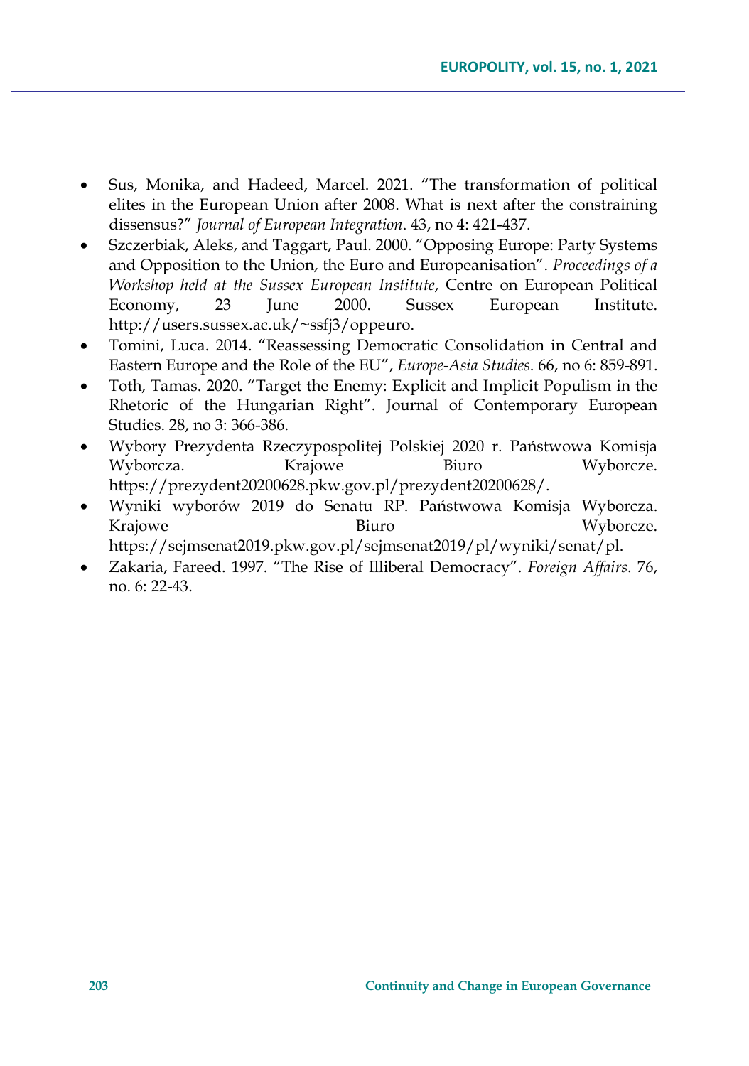- Sus, Monika, and Hadeed, Marcel. 2021. "The transformation of political elites in the European Union after 2008. What is next after the constraining dissensus?" *Journal of European Integration*. 43, no 4: 421-437.
- Szczerbiak, Aleks, and Taggart, Paul. 2000. "Opposing Europe: Party Systems and Opposition to the Union, the Euro and Europeanisation". *Proceedings of a Workshop held at the Sussex European Institute*, Centre on European Political Economy, 23 June 2000. Sussex European Institute. http://users.sussex.ac.uk/~ssfj3/oppeuro.
- Tomini, Luca. 2014. "Reassessing Democratic Consolidation in Central and Eastern Europe and the Role of the EU", *Europe-Asia Studies*. 66, no 6: 859-891.
- Toth, Tamas. 2020. "Target the Enemy: Explicit and Implicit Populism in the Rhetoric of the Hungarian Right". Journal of Contemporary European Studies. 28, no 3: 366-386.
- Wybory Prezydenta Rzeczypospolitej Polskiej 2020 r. Państwowa Komisja Wyborcza. Krajowe Biuro Wyborcze. https://prezydent20200628.pkw.gov.pl/prezydent20200628/.
- Wyniki wyborów 2019 do Senatu RP. Państwowa Komisja Wyborcza. Krajowe Biuro Wyborcze. https://sejmsenat2019.pkw.gov.pl/sejmsenat2019/pl/wyniki/senat/pl.
- Zakaria, Fareed. 1997. "The Rise of Illiberal Democracy". *Foreign Affairs*. 76, no. 6: 22-43.